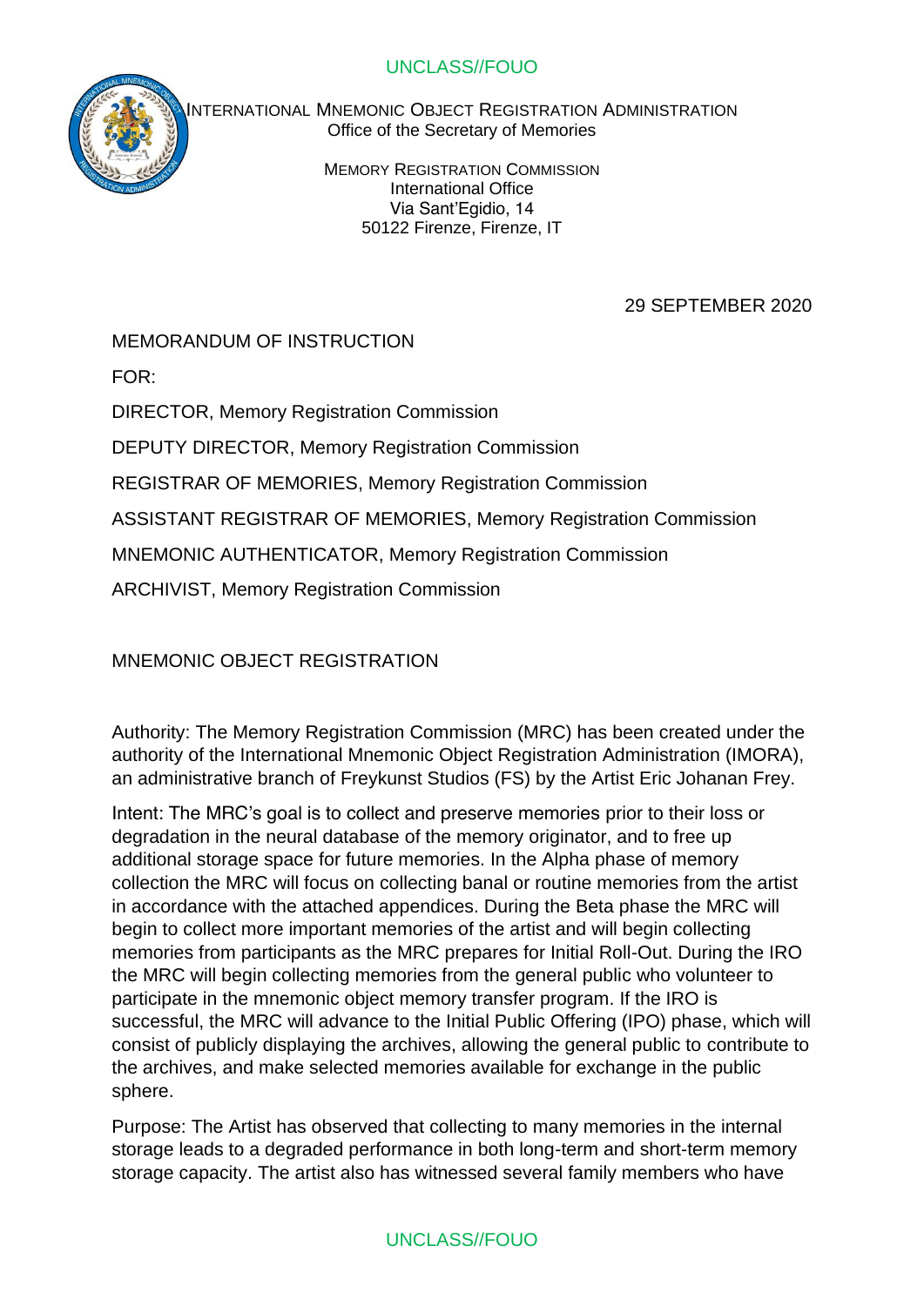UNCLASS//FOUO

INTERNATIONAL MNEMONIC OBJECT REGISTRATION ADMINISTRATION
Office of the Secretary of Memories

MEMORY REGISTRATION COMMISSION
International Office
Via Sant'Egidio, 14
50122 Firenze, Firenze, IT

29 SEPTEMBER 2020

MEMORANDUM OF INSTRUCTION

FOR:

DIRECTOR, Memory Registration Commission

DEPUTY DIRECTOR, Memory Registration Commission

REGISTRAR OF MEMORIES, Memory Registration Commission

ASSISTANT REGISTRAR OF MEMORIES, Memory Registration Commission

MNEMONIC AUTHENTICATOR, Memory Registration Commission

ARCHIVIST, Memory Registration Commission

MNEMONIC OBJECT REGISTRATION

Authority: The Memory Registration Commission (MRC) has been created under the authority of the International Mnemonic Object Registration Administration (IMORA), an administrative branch of Freykunst Studios (FS) by the Artist Eric Johanan Frey.

Intent: The MRC's goal is to collect and preserve memories prior to their loss or degradation in the neural database of the memory originator, and to free up additional storage space for future memories. In the Alpha phase of memory collection the MRC will focus on collecting banal or routine memories from the artist in accordance with the attached appendices. During the Beta phase the MRC will begin to collect more important memories of the artist and will begin collecting memories from participants as the MRC prepares for Initial Roll-Out. During the IRO the MRC will begin collecting memories from the general public who volunteer to participate in the mnemonic object memory transfer program. If the IRO is successful, the MRC will advance to the Initial Public Offering (IPO) phase, which will consist of publicly displaying the archives, allowing the general public to contribute to the archives, and make selected memories available for exchange in the public sphere.

Purpose: The Artist has observed that collecting to many memories in the internal storage leads to a degraded performance in both long-term and short-term memory storage capacity. The artist also has witnessed several family members who have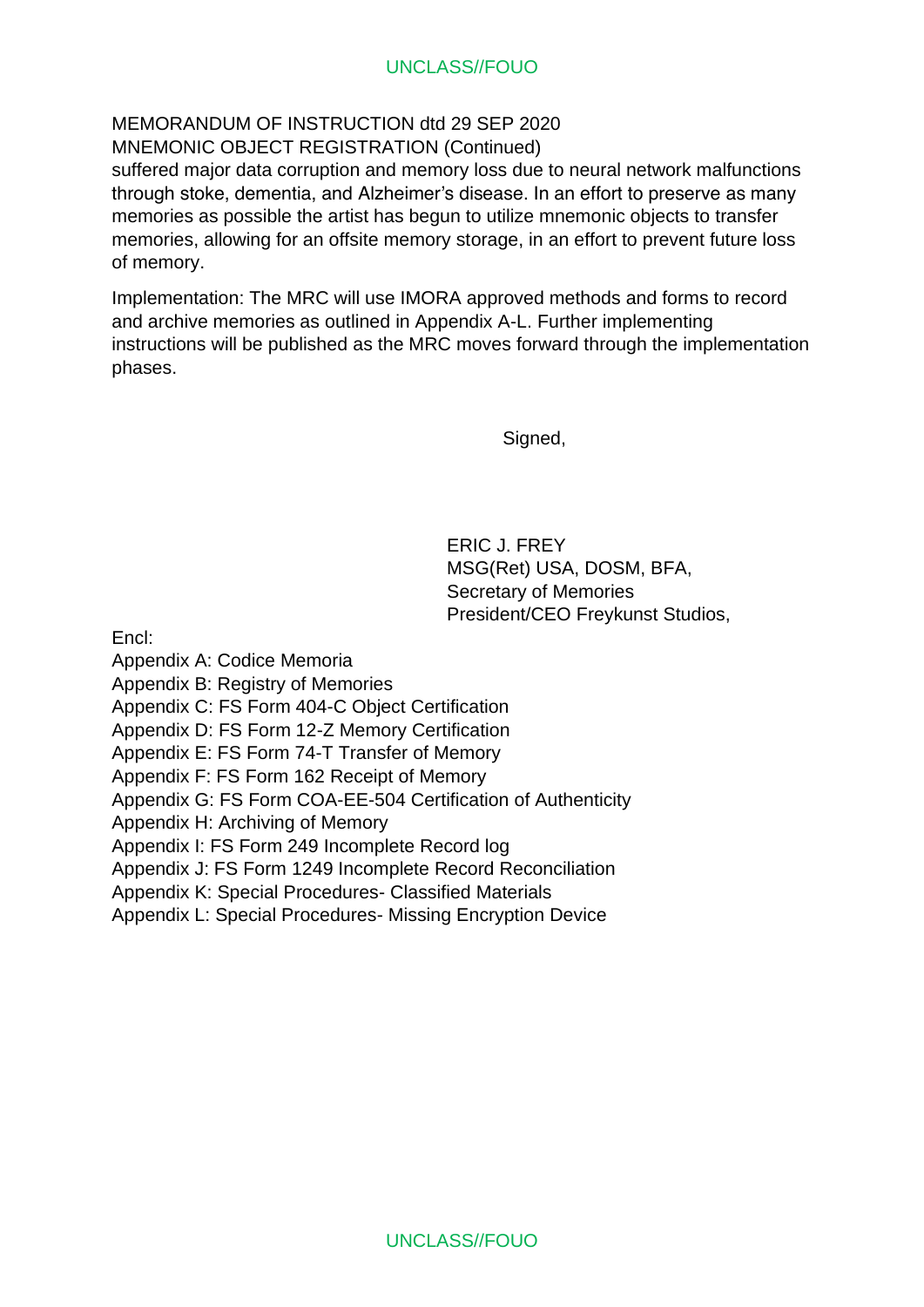MEMORANDUM OF INSTRUCTION dtd 29 SEP 2020
MNEMONIC OBJECT REGISTRATION (Continued)

suffered major data corruption and memory loss due to neural network malfunctions through stoke, dementia, and Alzheimer's disease. In an effort to preserve as many memories as possible the artist has begun to utilize mnemonic objects to transfer memories, allowing for an offsite memory storage, in an effort to prevent future loss of memory.

Implementation: The MRC will use IMORA approved methods and forms to record and archive memories as outlined in Appendix A-L. Further implementing instructions will be published as the MRC moves forward through the implementation phases.

Signed,

ERIC J. FREY
MSG(Ret) USA, DOSM, BFA,
Secretary of Memories
President/CEO Freykunst Studios,

Encl:
Appendix A: Codice Memoria
Appendix B: Registry of Memories
Appendix C: FS Form 404-C Object Certification
Appendix D: FS Form 12-Z Memory Certification
Appendix E: FS Form 74-T Transfer of Memory
Appendix F: FS Form 162 Receipt of Memory
Appendix G: FS Form COA-EE-504 Certification of Authenticity
Appendix H: Archiving of Memory
Appendix I: FS Form 249 Incomplete Record log
Appendix J: FS Form 1249 Incomplete Record Reconciliation
Appendix K: Special Procedures- Classified Materials
Appendix L: Special Procedures- Missing Encryption Device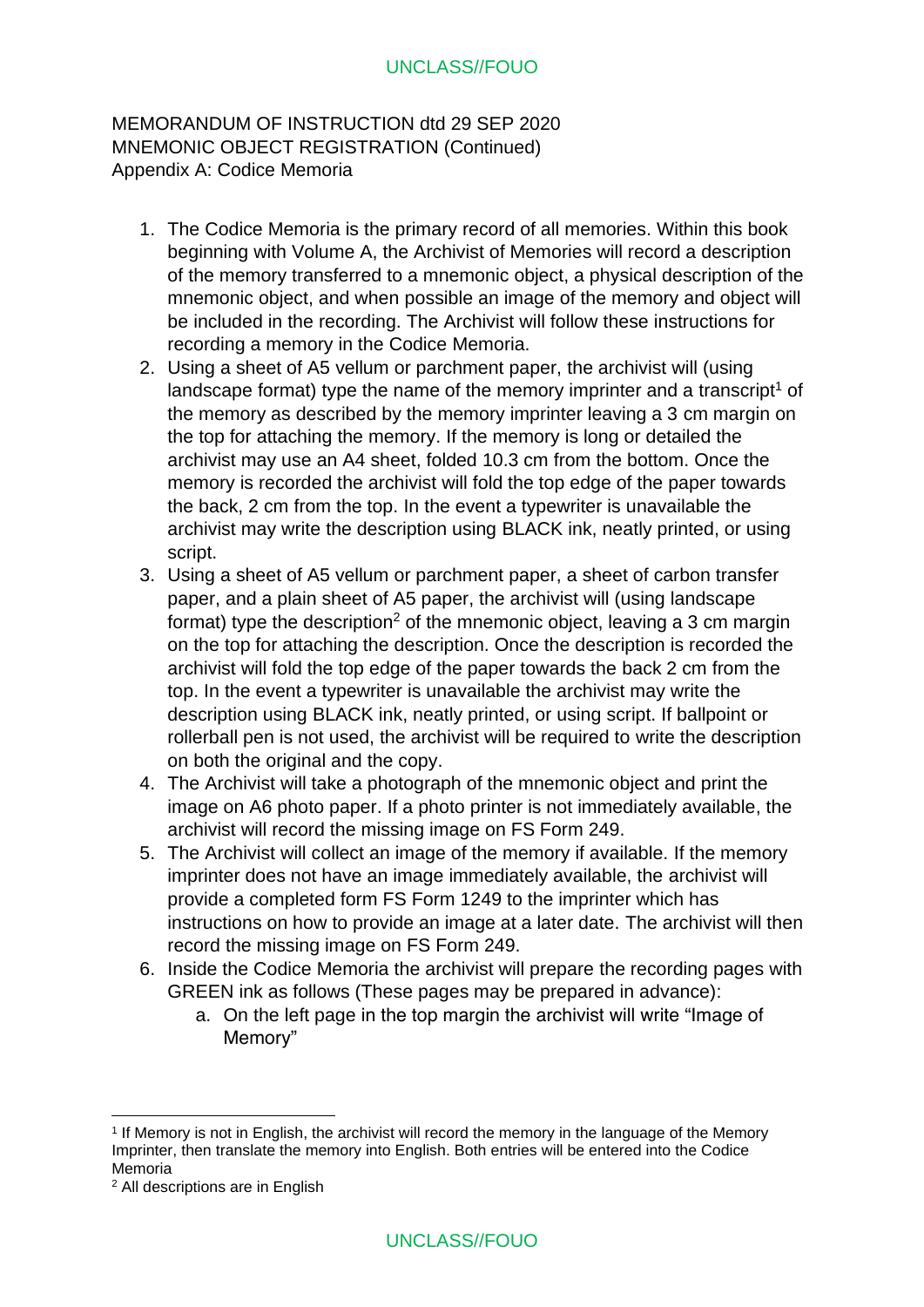MEMORANDUM OF INSTRUCTION dtd 29 SEP 2020
MNEMONIC OBJECT REGISTRATION (Continued)
Appendix A: Codice Memoria

1. The Codice Memoria is the primary record of all memories. Within this book beginning with Volume A, the Archivist of Memories will record a description of the memory transferred to a mnemonic object, a physical description of the mnemonic object, and when possible an image of the memory and object will be included in the recording. The Archivist will follow these instructions for recording a memory in the Codice Memoria.
2. Using a sheet of A5 vellum or parchment paper, the archivist will (using landscape format) type the name of the memory imprinter and a transcript[1] of the memory as described by the memory imprinter leaving a 3 cm margin on the top for attaching the memory. If the memory is long or detailed the archivist may use an A4 sheet, folded 10.3 cm from the bottom. Once the memory is recorded the archivist will fold the top edge of the paper towards the back, 2 cm from the top. In the event a typewriter is unavailable the archivist may write the description using BLACK ink, neatly printed, or using script.
3. Using a sheet of A5 vellum or parchment paper, a sheet of carbon transfer paper, and a plain sheet of A5 paper, the archivist will (using landscape format) type the description[2] of the mnemonic object, leaving a 3 cm margin on the top for attaching the description. Once the description is recorded the archivist will fold the top edge of the paper towards the back 2 cm from the top. In the event a typewriter is unavailable the archivist may write the description using BLACK ink, neatly printed, or using script. If ballpoint or rollerball pen is not used, the archivist will be required to write the description on both the original and the copy.
4. The Archivist will take a photograph of the mnemonic object and print the image on A6 photo paper. If a photo printer is not immediately available, the archivist will record the missing image on FS Form 249.
5. The Archivist will collect an image of the memory if available. If the memory imprinter does not have an image immediately available, the archivist will provide a completed form FS Form 1249 to the imprinter which has instructions on how to provide an image at a later date. The archivist will then record the missing image on FS Form 249.
6. Inside the Codice Memoria the archivist will prepare the recording pages with GREEN ink as follows (These pages may be prepared in advance):
    a. On the left page in the top margin the archivist will write "Image of Memory"

---

[1] If Memory is not in English, the archivist will record the memory in the language of the Memory Imprinter, then translate the memory into English. Both entries will be entered into the Codice Memoria

[2] All descriptions are in English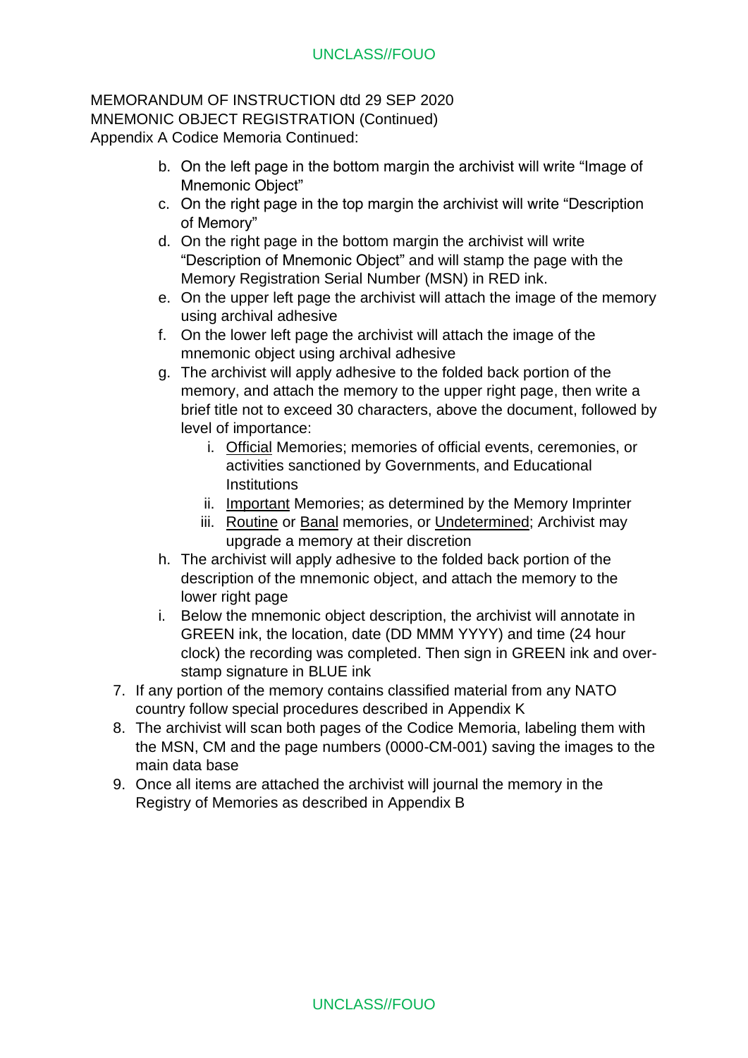MEMORANDUM OF INSTRUCTION dtd 29 SEP 2020
MNEMONIC OBJECT REGISTRATION (Continued)
Appendix A Codice Memoria Continued:

- b. On the left page in the bottom margin the archivist will write "Image of Mnemonic Object"
- c. On the right page in the top margin the archivist will write "Description of Memory"
- d. On the right page in the bottom margin the archivist will write "Description of Mnemonic Object" and will stamp the page with the Memory Registration Serial Number (MSN) in RED ink.
- e. On the upper left page the archivist will attach the image of the memory using archival adhesive
- f. On the lower left page the archivist will attach the image of the mnemonic object using archival adhesive
- g. The archivist will apply adhesive to the folded back portion of the memory, and attach the memory to the upper right page, then write a brief title not to exceed 30 characters, above the document, followed by level of importance:
    - i. <u>Official</u> Memories; memories of official events, ceremonies, or activities sanctioned by Governments, and Educational Institutions
    - ii. <u>Important</u> Memories; as determined by the Memory Imprinter
    - iii. <u>Routine</u> or <u>Banal</u> memories, or <u>Undetermined</u>; Archivist may upgrade a memory at their discretion
- h. The archivist will apply adhesive to the folded back portion of the description of the mnemonic object, and attach the memory to the lower right page
- i. Below the mnemonic object description, the archivist will annotate in GREEN ink, the location, date (DD MMM YYYY) and time (24 hour clock) the recording was completed. Then sign in GREEN ink and over-stamp signature in BLUE ink

7. If any portion of the memory contains classified material from any NATO country follow special procedures described in Appendix K
8. The archivist will scan both pages of the Codice Memoria, labeling them with the MSN, CM and the page numbers (0000-CM-001) saving the images to the main data base
9. Once all items are attached the archivist will journal the memory in the Registry of Memories as described in Appendix B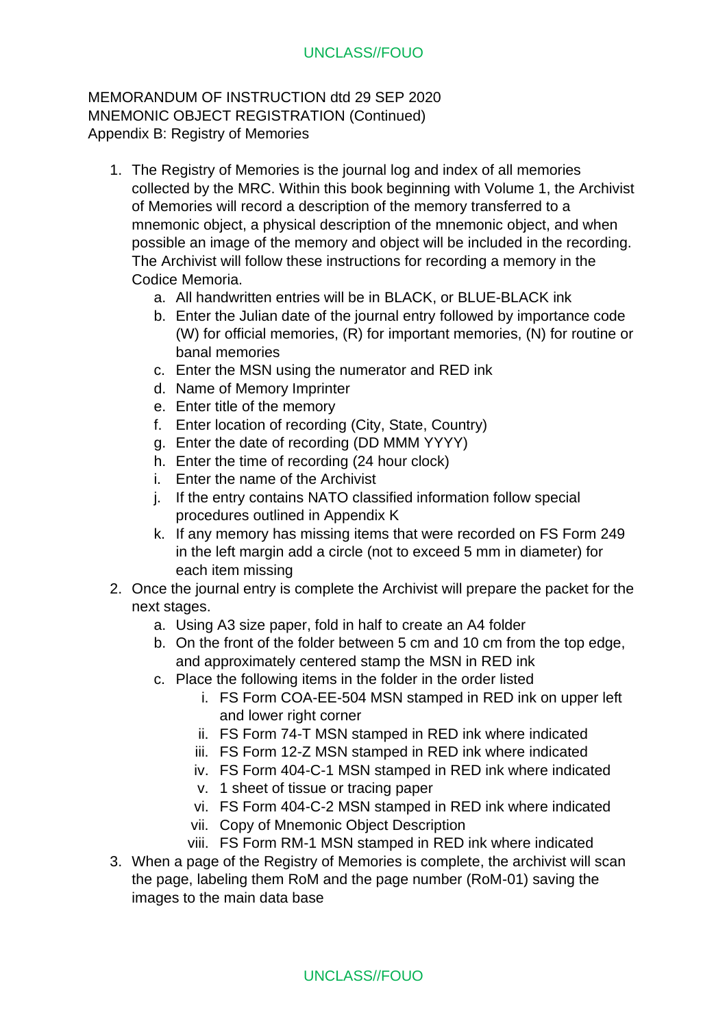MEMORANDUM OF INSTRUCTION dtd 29 SEP 2020
MNEMONIC OBJECT REGISTRATION (Continued)
Appendix B: Registry of Memories

1. The Registry of Memories is the journal log and index of all memories collected by the MRC. Within this book beginning with Volume 1, the Archivist of Memories will record a description of the memory transferred to a mnemonic object, a physical description of the mnemonic object, and when possible an image of the memory and object will be included in the recording. The Archivist will follow these instructions for recording a memory in the Codice Memoria.
    a. All handwritten entries will be in BLACK, or BLUE-BLACK ink
    b. Enter the Julian date of the journal entry followed by importance code (W) for official memories, (R) for important memories, (N) for routine or banal memories
    c. Enter the MSN using the numerator and RED ink
    d. Name of Memory Imprinter
    e. Enter title of the memory
    f. Enter location of recording (City, State, Country)
    g. Enter the date of recording (DD MMM YYYY)
    h. Enter the time of recording (24 hour clock)
    i. Enter the name of the Archivist
    j. If the entry contains NATO classified information follow special procedures outlined in Appendix K
    k. If any memory has missing items that were recorded on FS Form 249 in the left margin add a circle (not to exceed 5 mm in diameter) for each item missing
2. Once the journal entry is complete the Archivist will prepare the packet for the next stages.
    a. Using A3 size paper, fold in half to create an A4 folder
    b. On the front of the folder between 5 cm and 10 cm from the top edge, and approximately centered stamp the MSN in RED ink
    c. Place the following items in the folder in the order listed
        i. FS Form COA-EE-504 MSN stamped in RED ink on upper left and lower right corner
        ii. FS Form 74-T MSN stamped in RED ink where indicated
        iii. FS Form 12-Z MSN stamped in RED ink where indicated
        iv. FS Form 404-C-1 MSN stamped in RED ink where indicated
        v. 1 sheet of tissue or tracing paper
        vi. FS Form 404-C-2 MSN stamped in RED ink where indicated
        vii. Copy of Mnemonic Object Description
        viii. FS Form RM-1 MSN stamped in RED ink where indicated
3. When a page of the Registry of Memories is complete, the archivist will scan the page, labeling them RoM and the page number (RoM-01) saving the images to the main data base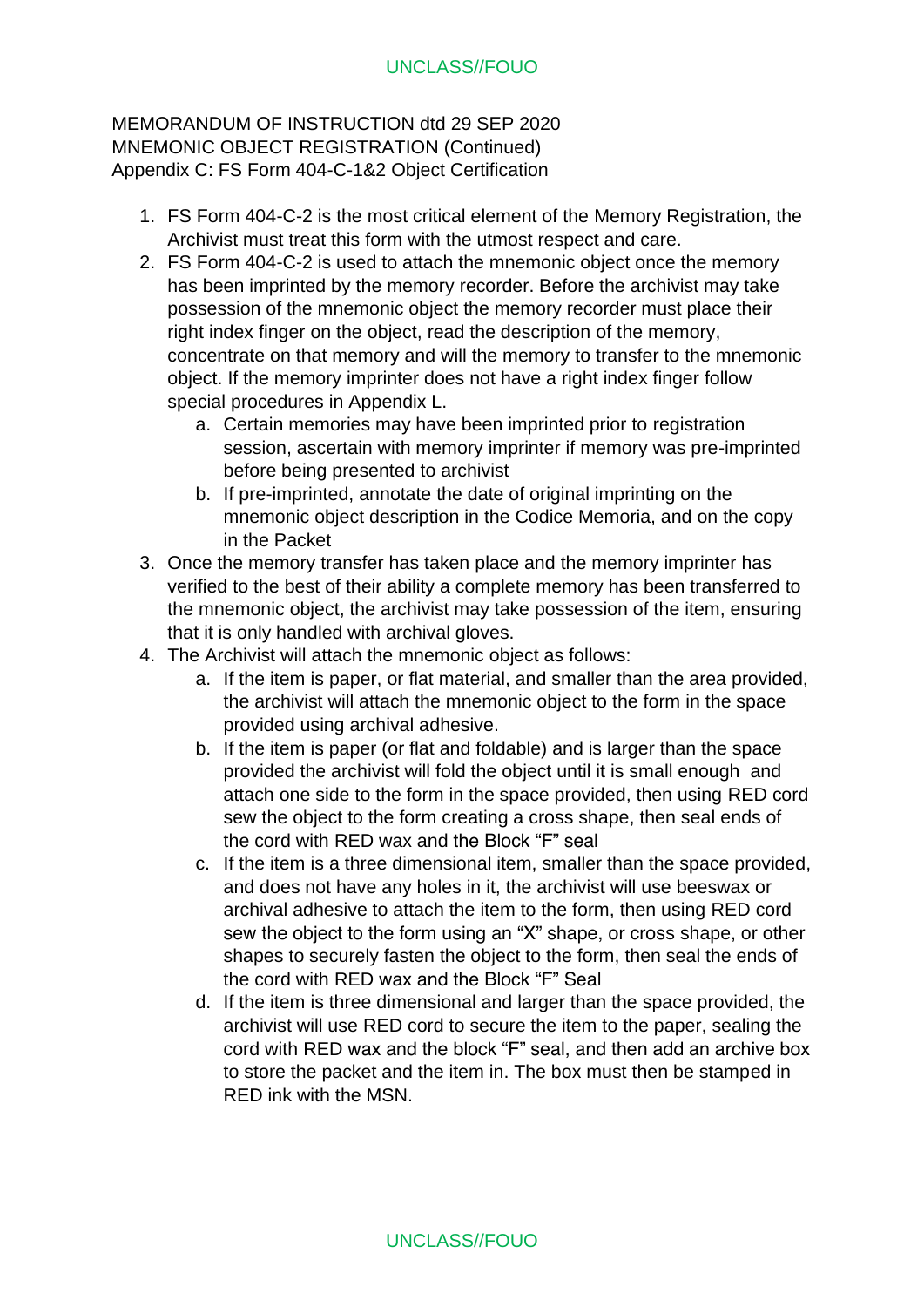MEMORANDUM OF INSTRUCTION dtd 29 SEP 2020
MNEMONIC OBJECT REGISTRATION (Continued)
Appendix C: FS Form 404-C-1&2 Object Certification

1. FS Form 404-C-2 is the most critical element of the Memory Registration, the Archivist must treat this form with the utmost respect and care.
2. FS Form 404-C-2 is used to attach the mnemonic object once the memory has been imprinted by the memory recorder. Before the archivist may take possession of the mnemonic object the memory recorder must place their right index finger on the object, read the description of the memory, concentrate on that memory and will the memory to transfer to the mnemonic object. If the memory imprinter does not have a right index finger follow special procedures in Appendix L.
    a. Certain memories may have been imprinted prior to registration session, ascertain with memory imprinter if memory was pre-imprinted before being presented to archivist
    b. If pre-imprinted, annotate the date of original imprinting on the mnemonic object description in the Codice Memoria, and on the copy in the Packet
3. Once the memory transfer has taken place and the memory imprinter has verified to the best of their ability a complete memory has been transferred to the mnemonic object, the archivist may take possession of the item, ensuring that it is only handled with archival gloves.
4. The Archivist will attach the mnemonic object as follows:
    a. If the item is paper, or flat material, and smaller than the area provided, the archivist will attach the mnemonic object to the form in the space provided using archival adhesive.
    b. If the item is paper (or flat and foldable) and is larger than the space provided the archivist will fold the object until it is small enough and attach one side to the form in the space provided, then using RED cord sew the object to the form creating a cross shape, then seal ends of the cord with RED wax and the Block "F" seal
    c. If the item is a three dimensional item, smaller than the space provided, and does not have any holes in it, the archivist will use beeswax or archival adhesive to attach the item to the form, then using RED cord sew the object to the form using an "X" shape, or cross shape, or other shapes to securely fasten the object to the form, then seal the ends of the cord with RED wax and the Block "F" Seal
    d. If the item is three dimensional and larger than the space provided, the archivist will use RED cord to secure the item to the paper, sealing the cord with RED wax and the block "F" seal, and then add an archive box to store the packet and the item in. The box must then be stamped in RED ink with the MSN.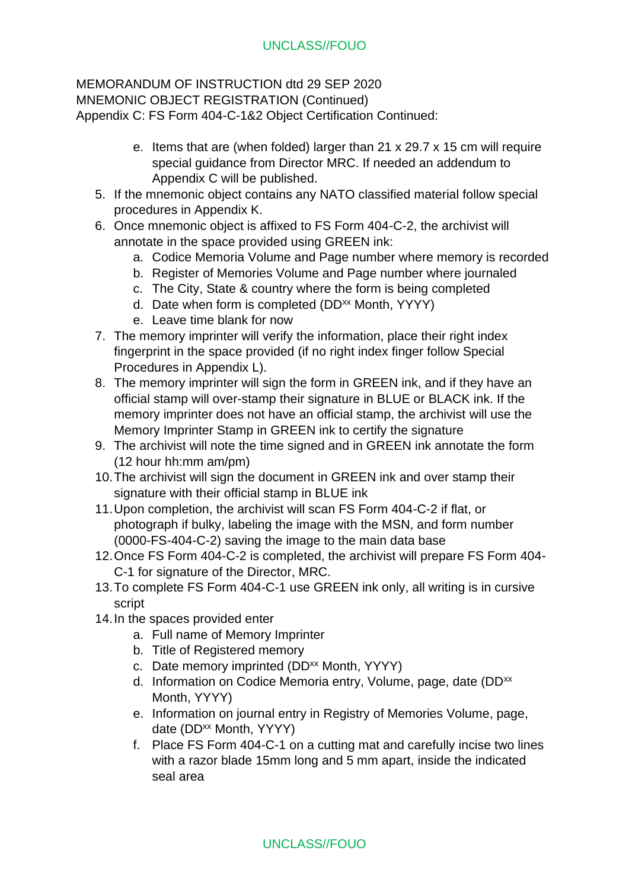MEMORANDUM OF INSTRUCTION dtd 29 SEP 2020
MNEMONIC OBJECT REGISTRATION (Continued)
Appendix C: FS Form 404-C-1&2 Object Certification Continued:

   e. Items that are (when folded) larger than 21 x 29.7 x 15 cm will require special guidance from Director MRC. If needed an addendum to Appendix C will be published.

5. If the mnemonic object contains any NATO classified material follow special procedures in Appendix K.
6. Once mnemonic object is affixed to FS Form 404-C-2, the archivist will annotate in the space provided using GREEN ink:
   a. Codice Memoria Volume and Page number where memory is recorded
   b. Register of Memories Volume and Page number where journaled
   c. The City, State & country where the form is being completed
   d. Date when form is completed (DD$^{xx}$ Month, YYYY)
   e. Leave time blank for now
7. The memory imprinter will verify the information, place their right index fingerprint in the space provided (if no right index finger follow Special Procedures in Appendix L).
8. The memory imprinter will sign the form in GREEN ink, and if they have an official stamp will over-stamp their signature in BLUE or BLACK ink. If the memory imprinter does not have an official stamp, the archivist will use the Memory Imprinter Stamp in GREEN ink to certify the signature
9. The archivist will note the time signed and in GREEN ink annotate the form (12 hour hh:mm am/pm)
10. The archivist will sign the document in GREEN ink and over stamp their signature with their official stamp in BLUE ink
11. Upon completion, the archivist will scan FS Form 404-C-2 if flat, or photograph if bulky, labeling the image with the MSN, and form number (0000-FS-404-C-2) saving the image to the main data base
12. Once FS Form 404-C-2 is completed, the archivist will prepare FS Form 404-C-1 for signature of the Director, MRC.
13. To complete FS Form 404-C-1 use GREEN ink only, all writing is in cursive script
14. In the spaces provided enter
   a. Full name of Memory Imprinter
   b. Title of Registered memory
   c. Date memory imprinted (DD$^{xx}$ Month, YYYY)
   d. Information on Codice Memoria entry, Volume, page, date (DD$^{xx}$ Month, YYYY)
   e. Information on journal entry in Registry of Memories Volume, page, date (DD$^{xx}$ Month, YYYY)
   f. Place FS Form 404-C-1 on a cutting mat and carefully incise two lines with a razor blade 15mm long and 5 mm apart, inside the indicated seal area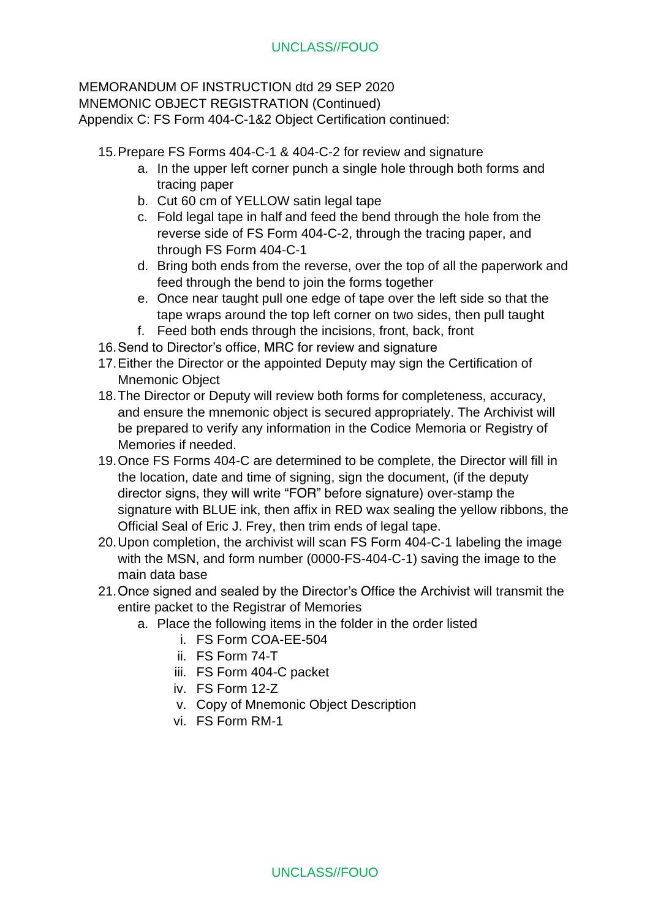MEMORANDUM OF INSTRUCTION dtd 29 SEP 2020
MNEMONIC OBJECT REGISTRATION (Continued)
Appendix C: FS Form 404-C-1&2 Object Certification continued:

15. Prepare FS Forms 404-C-1 & 404-C-2 for review and signature
    a. In the upper left corner punch a single hole through both forms and tracing paper
    b. Cut 60 cm of YELLOW satin legal tape
    c. Fold legal tape in half and feed the bend through the hole from the reverse side of FS Form 404-C-2, through the tracing paper, and through FS Form 404-C-1
    d. Bring both ends from the reverse, over the top of all the paperwork and feed through the bend to join the forms together
    e. Once near taught pull one edge of tape over the left side so that the tape wraps around the top left corner on two sides, then pull taught
    f. Feed both ends through the incisions, front, back, front
16. Send to Director's office, MRC for review and signature
17. Either the Director or the appointed Deputy may sign the Certification of Mnemonic Object
18. The Director or Deputy will review both forms for completeness, accuracy, and ensure the mnemonic object is secured appropriately. The Archivist will be prepared to verify any information in the Codice Memoria or Registry of Memories if needed.
19. Once FS Forms 404-C are determined to be complete, the Director will fill in the location, date and time of signing, sign the document, (if the deputy director signs, they will write "FOR" before signature) over-stamp the signature with BLUE ink, then affix in RED wax sealing the yellow ribbons, the Official Seal of Eric J. Frey, then trim ends of legal tape.
20. Upon completion, the archivist will scan FS Form 404-C-1 labeling the image with the MSN, and form number (0000-FS-404-C-1) saving the image to the main data base
21. Once signed and sealed by the Director's Office the Archivist will transmit the entire packet to the Registrar of Memories
    a. Place the following items in the folder in the order listed
        i. FS Form COA-EE-504
        ii. FS Form 74-T
        iii. FS Form 404-C packet
        iv. FS Form 12-Z
        v. Copy of Mnemonic Object Description
        vi. FS Form RM-1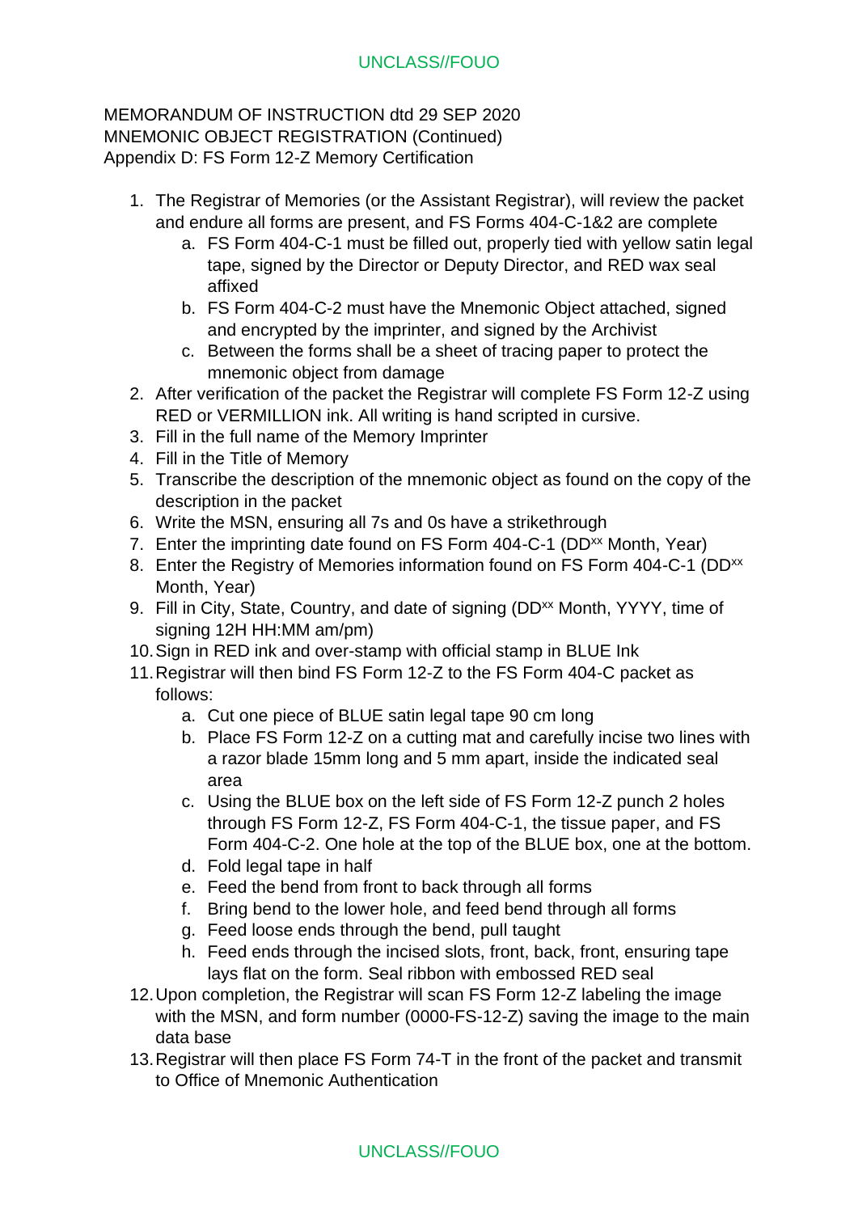MEMORANDUM OF INSTRUCTION dtd 29 SEP 2020
MNEMONIC OBJECT REGISTRATION (Continued)
Appendix D: FS Form 12-Z Memory Certification

1. The Registrar of Memories (or the Assistant Registrar), will review the packet and endure all forms are present, and FS Forms 404-C-1&2 are complete
   a. FS Form 404-C-1 must be filled out, properly tied with yellow satin legal tape, signed by the Director or Deputy Director, and RED wax seal affixed
   b. FS Form 404-C-2 must have the Mnemonic Object attached, signed and encrypted by the imprinter, and signed by the Archivist
   c. Between the forms shall be a sheet of tracing paper to protect the mnemonic object from damage
2. After verification of the packet the Registrar will complete FS Form 12-Z using RED or VERMILLION ink. All writing is hand scripted in cursive.
3. Fill in the full name of the Memory Imprinter
4. Fill in the Title of Memory
5. Transcribe the description of the mnemonic object as found on the copy of the description in the packet
6. Write the MSN, ensuring all 7s and 0s have a strikethrough
7. Enter the imprinting date found on FS Form 404-C-1 (DD[xx] Month, Year)
8. Enter the Registry of Memories information found on FS Form 404-C-1 (DD[xx] Month, Year)
9. Fill in City, State, Country, and date of signing (DD[xx] Month, YYYY, time of signing 12H HH:MM am/pm)
10. Sign in RED ink and over-stamp with official stamp in BLUE Ink
11. Registrar will then bind FS Form 12-Z to the FS Form 404-C packet as follows:
    a. Cut one piece of BLUE satin legal tape 90 cm long
    b. Place FS Form 12-Z on a cutting mat and carefully incise two lines with a razor blade 15mm long and 5 mm apart, inside the indicated seal area
    c. Using the BLUE box on the left side of FS Form 12-Z punch 2 holes through FS Form 12-Z, FS Form 404-C-1, the tissue paper, and FS Form 404-C-2. One hole at the top of the BLUE box, one at the bottom.
    d. Fold legal tape in half
    e. Feed the bend from front to back through all forms
    f. Bring bend to the lower hole, and feed bend through all forms
    g. Feed loose ends through the bend, pull taught
    h. Feed ends through the incised slots, front, back, front, ensuring tape lays flat on the form. Seal ribbon with embossed RED seal
12. Upon completion, the Registrar will scan FS Form 12-Z labeling the image with the MSN, and form number (0000-FS-12-Z) saving the image to the main data base
13. Registrar will then place FS Form 74-T in the front of the packet and transmit to Office of Mnemonic Authentication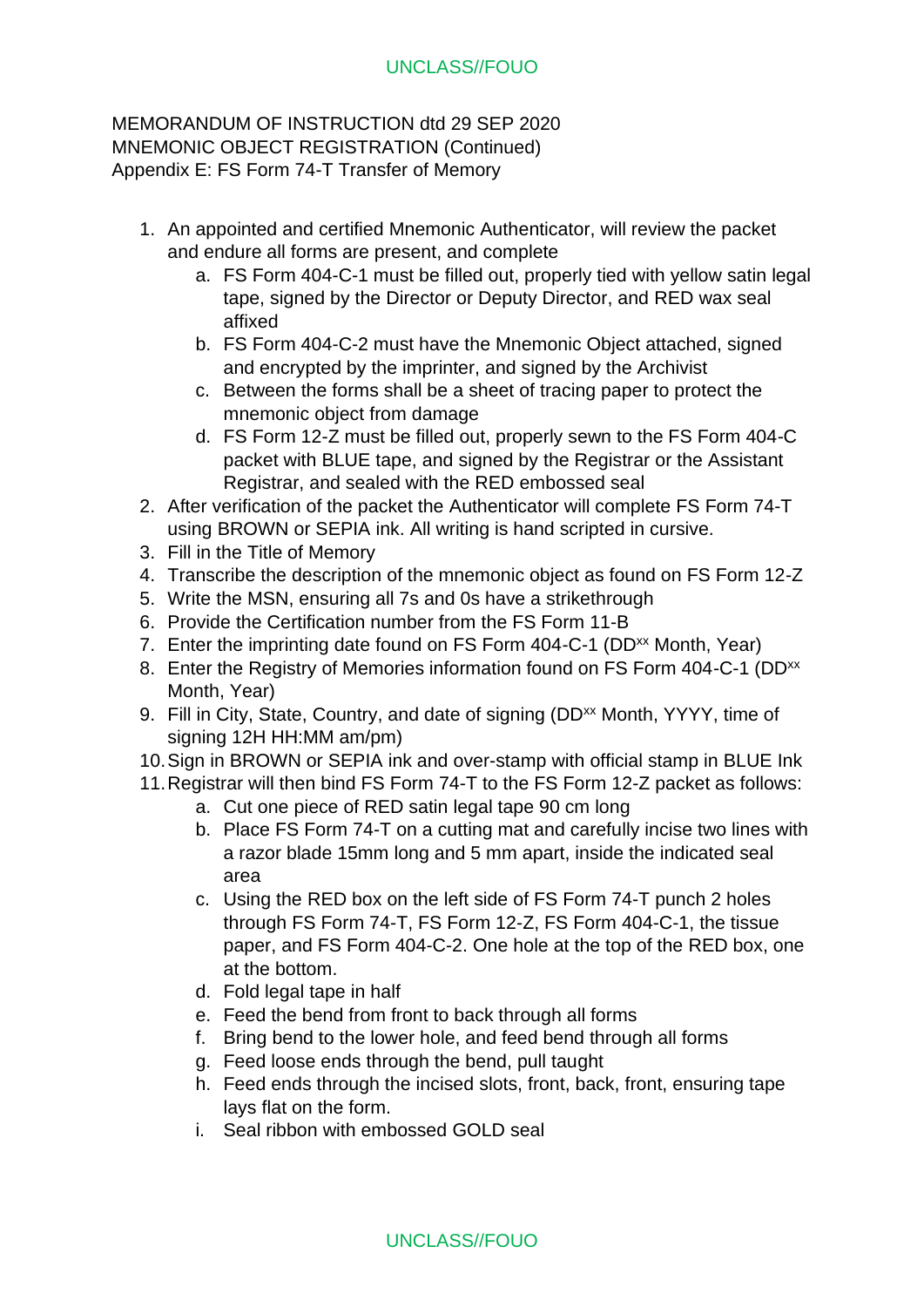MEMORANDUM OF INSTRUCTION dtd 29 SEP 2020
MNEMONIC OBJECT REGISTRATION (Continued)
Appendix E: FS Form 74-T Transfer of Memory

1. An appointed and certified Mnemonic Authenticator, will review the packet and endure all forms are present, and complete
    a. FS Form 404-C-1 must be filled out, properly tied with yellow satin legal tape, signed by the Director or Deputy Director, and RED wax seal affixed
    b. FS Form 404-C-2 must have the Mnemonic Object attached, signed and encrypted by the imprinter, and signed by the Archivist
    c. Between the forms shall be a sheet of tracing paper to protect the mnemonic object from damage
    d. FS Form 12-Z must be filled out, properly sewn to the FS Form 404-C packet with BLUE tape, and signed by the Registrar or the Assistant Registrar, and sealed with the RED embossed seal
2. After verification of the packet the Authenticator will complete FS Form 74-T using BROWN or SEPIA ink. All writing is hand scripted in cursive.
3. Fill in the Title of Memory
4. Transcribe the description of the mnemonic object as found on FS Form 12-Z
5. Write the MSN, ensuring all 7s and 0s have a strikethrough
6. Provide the Certification number from the FS Form 11-B
7. Enter the imprinting date found on FS Form 404-C-1 (DD[xx] Month, Year)
8. Enter the Registry of Memories information found on FS Form 404-C-1 (DD[xx] Month, Year)
9. Fill in City, State, Country, and date of signing (DD[xx] Month, YYYY, time of signing 12H HH:MM am/pm)
10. Sign in BROWN or SEPIA ink and over-stamp with official stamp in BLUE Ink
11. Registrar will then bind FS Form 74-T to the FS Form 12-Z packet as follows:
    a. Cut one piece of RED satin legal tape 90 cm long
    b. Place FS Form 74-T on a cutting mat and carefully incise two lines with a razor blade 15mm long and 5 mm apart, inside the indicated seal area
    c. Using the RED box on the left side of FS Form 74-T punch 2 holes through FS Form 74-T, FS Form 12-Z, FS Form 404-C-1, the tissue paper, and FS Form 404-C-2. One hole at the top of the RED box, one at the bottom.
    d. Fold legal tape in half
    e. Feed the bend from front to back through all forms
    f. Bring bend to the lower hole, and feed bend through all forms
    g. Feed loose ends through the bend, pull taught
    h. Feed ends through the incised slots, front, back, front, ensuring tape lays flat on the form.
    i. Seal ribbon with embossed GOLD seal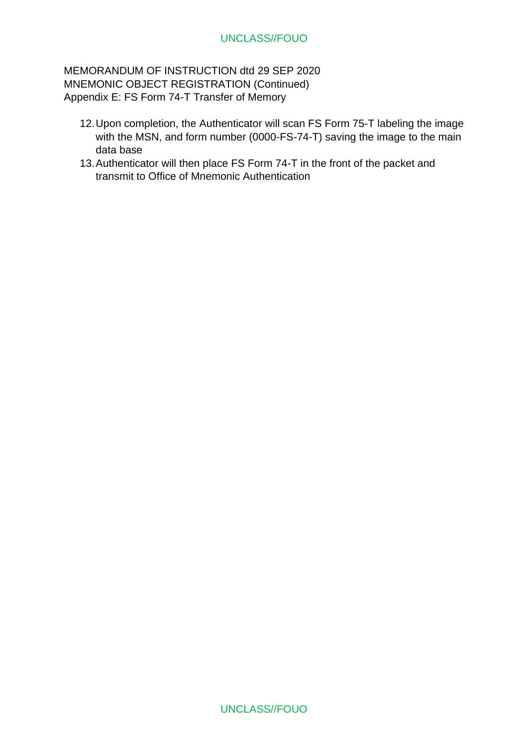MEMORANDUM OF INSTRUCTION dtd 29 SEP 2020
MNEMONIC OBJECT REGISTRATION (Continued)
Appendix E: FS Form 74-T Transfer of Memory

12. Upon completion, the Authenticator will scan FS Form 75-T labeling the image with the MSN, and form number (0000-FS-74-T) saving the image to the main data base
13. Authenticator will then place FS Form 74-T in the front of the packet and transmit to Office of Mnemonic Authentication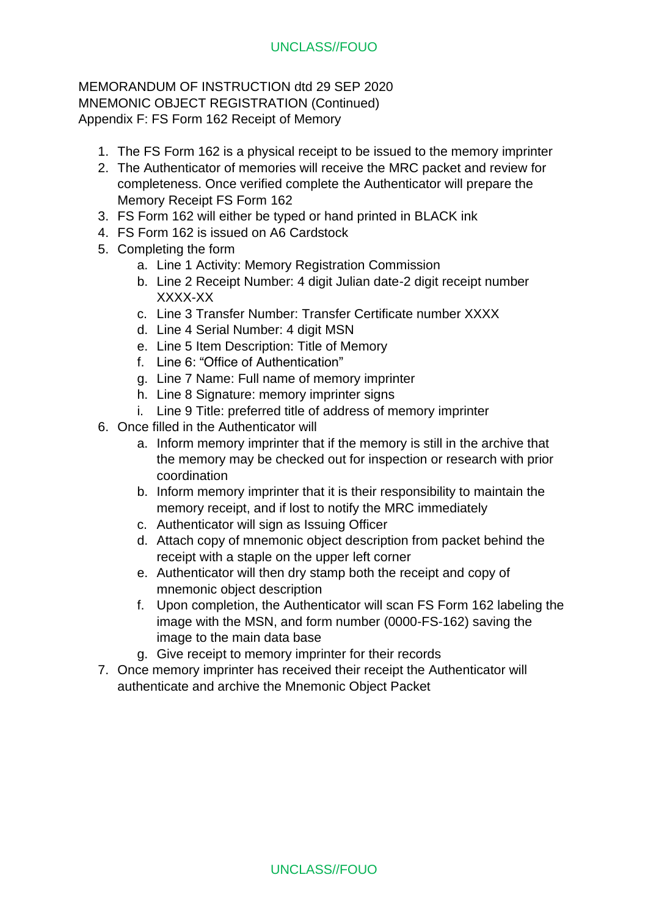MEMORANDUM OF INSTRUCTION dtd 29 SEP 2020
MNEMONIC OBJECT REGISTRATION (Continued)
Appendix F: FS Form 162 Receipt of Memory

1. The FS Form 162 is a physical receipt to be issued to the memory imprinter
2. The Authenticator of memories will receive the MRC packet and review for completeness. Once verified complete the Authenticator will prepare the Memory Receipt FS Form 162
3. FS Form 162 will either be typed or hand printed in BLACK ink
4. FS Form 162 is issued on A6 Cardstock
5. Completing the form
    a. Line 1 Activity: Memory Registration Commission
    b. Line 2 Receipt Number: 4 digit Julian date-2 digit receipt number XXXX-XX
    c. Line 3 Transfer Number: Transfer Certificate number XXXX
    d. Line 4 Serial Number: 4 digit MSN
    e. Line 5 Item Description: Title of Memory
    f. Line 6: "Office of Authentication"
    g. Line 7 Name: Full name of memory imprinter
    h. Line 8 Signature: memory imprinter signs
    i. Line 9 Title: preferred title of address of memory imprinter
6. Once filled in the Authenticator will
    a. Inform memory imprinter that if the memory is still in the archive that the memory may be checked out for inspection or research with prior coordination
    b. Inform memory imprinter that it is their responsibility to maintain the memory receipt, and if lost to notify the MRC immediately
    c. Authenticator will sign as Issuing Officer
    d. Attach copy of mnemonic object description from packet behind the receipt with a staple on the upper left corner
    e. Authenticator will then dry stamp both the receipt and copy of mnemonic object description
    f. Upon completion, the Authenticator will scan FS Form 162 labeling the image with the MSN, and form number (0000-FS-162) saving the image to the main data base
    g. Give receipt to memory imprinter for their records
7. Once memory imprinter has received their receipt the Authenticator will authenticate and archive the Mnemonic Object Packet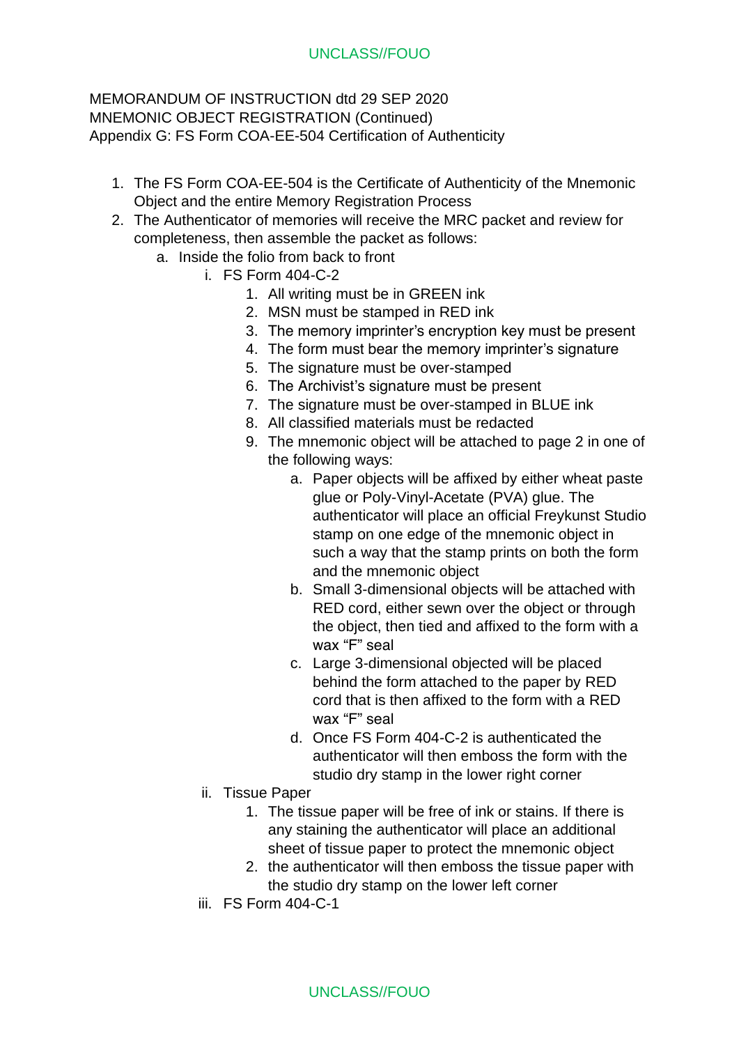MEMORANDUM OF INSTRUCTION dtd 29 SEP 2020
MNEMONIC OBJECT REGISTRATION (Continued)
Appendix G: FS Form COA-EE-504 Certification of Authenticity

1. The FS Form COA-EE-504 is the Certificate of Authenticity of the Mnemonic Object and the entire Memory Registration Process
2. The Authenticator of memories will receive the MRC packet and review for completeness, then assemble the packet as follows:
    a. Inside the folio from back to front
        i. FS Form 404-C-2
            1. All writing must be in GREEN ink
            2. MSN must be stamped in RED ink
            3. The memory imprinter's encryption key must be present
            4. The form must bear the memory imprinter's signature
            5. The signature must be over-stamped
            6. The Archivist's signature must be present
            7. The signature must be over-stamped in BLUE ink
            8. All classified materials must be redacted
            9. The mnemonic object will be attached to page 2 in one of the following ways:
                a. Paper objects will be affixed by either wheat paste glue or Poly-Vinyl-Acetate (PVA) glue. The authenticator will place an official Freykunst Studio stamp on one edge of the mnemonic object in such a way that the stamp prints on both the form and the mnemonic object
                b. Small 3-dimensional objects will be attached with RED cord, either sewn over the object or through the object, then tied and affixed to the form with a wax "F" seal
                c. Large 3-dimensional objected will be placed behind the form attached to the paper by RED cord that is then affixed to the form with a RED wax "F" seal
                d. Once FS Form 404-C-2 is authenticated the authenticator will then emboss the form with the studio dry stamp in the lower right corner
        ii. Tissue Paper
            1. The tissue paper will be free of ink or stains. If there is any staining the authenticator will place an additional sheet of tissue paper to protect the mnemonic object
            2. the authenticator will then emboss the tissue paper with the studio dry stamp on the lower left corner
        iii. FS Form 404-C-1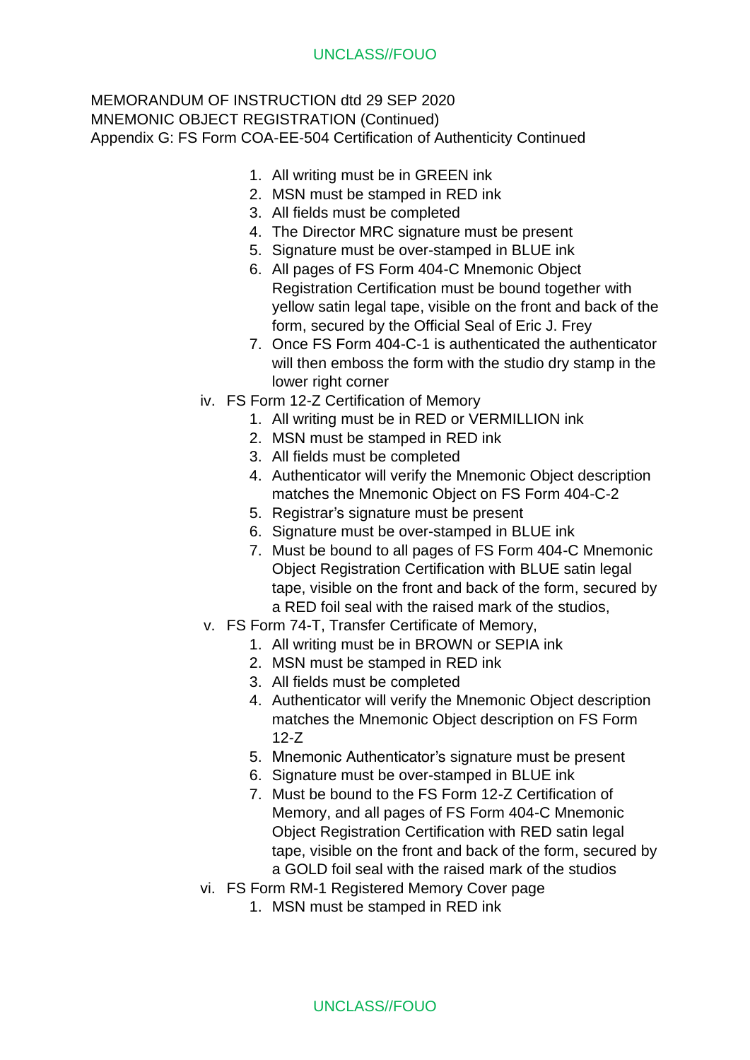MEMORANDUM OF INSTRUCTION dtd 29 SEP 2020
MNEMONIC OBJECT REGISTRATION (Continued)
Appendix G: FS Form COA-EE-504 Certification of Authenticity Continued

1. All writing must be in GREEN ink
2. MSN must be stamped in RED ink
3. All fields must be completed
4. The Director MRC signature must be present
5. Signature must be over-stamped in BLUE ink
6. All pages of FS Form 404-C Mnemonic Object Registration Certification must be bound together with yellow satin legal tape, visible on the front and back of the form, secured by the Official Seal of Eric J. Frey
7. Once FS Form 404-C-1 is authenticated the authenticator will then emboss the form with the studio dry stamp in the lower right corner

iv. FS Form 12-Z Certification of Memory
   1. All writing must be in RED or VERMILLION ink
   2. MSN must be stamped in RED ink
   3. All fields must be completed
   4. Authenticator will verify the Mnemonic Object description matches the Mnemonic Object on FS Form 404-C-2
   5. Registrar's signature must be present
   6. Signature must be over-stamped in BLUE ink
   7. Must be bound to all pages of FS Form 404-C Mnemonic Object Registration Certification with BLUE satin legal tape, visible on the front and back of the form, secured by a RED foil seal with the raised mark of the studios,

v. FS Form 74-T, Transfer Certificate of Memory,
   1. All writing must be in BROWN or SEPIA ink
   2. MSN must be stamped in RED ink
   3. All fields must be completed
   4. Authenticator will verify the Mnemonic Object description matches the Mnemonic Object description on FS Form 12-Z
   5. Mnemonic Authenticator's signature must be present
   6. Signature must be over-stamped in BLUE ink
   7. Must be bound to the FS Form 12-Z Certification of Memory, and all pages of FS Form 404-C Mnemonic Object Registration Certification with RED satin legal tape, visible on the front and back of the form, secured by a GOLD foil seal with the raised mark of the studios

vi. FS Form RM-1 Registered Memory Cover page
   1. MSN must be stamped in RED ink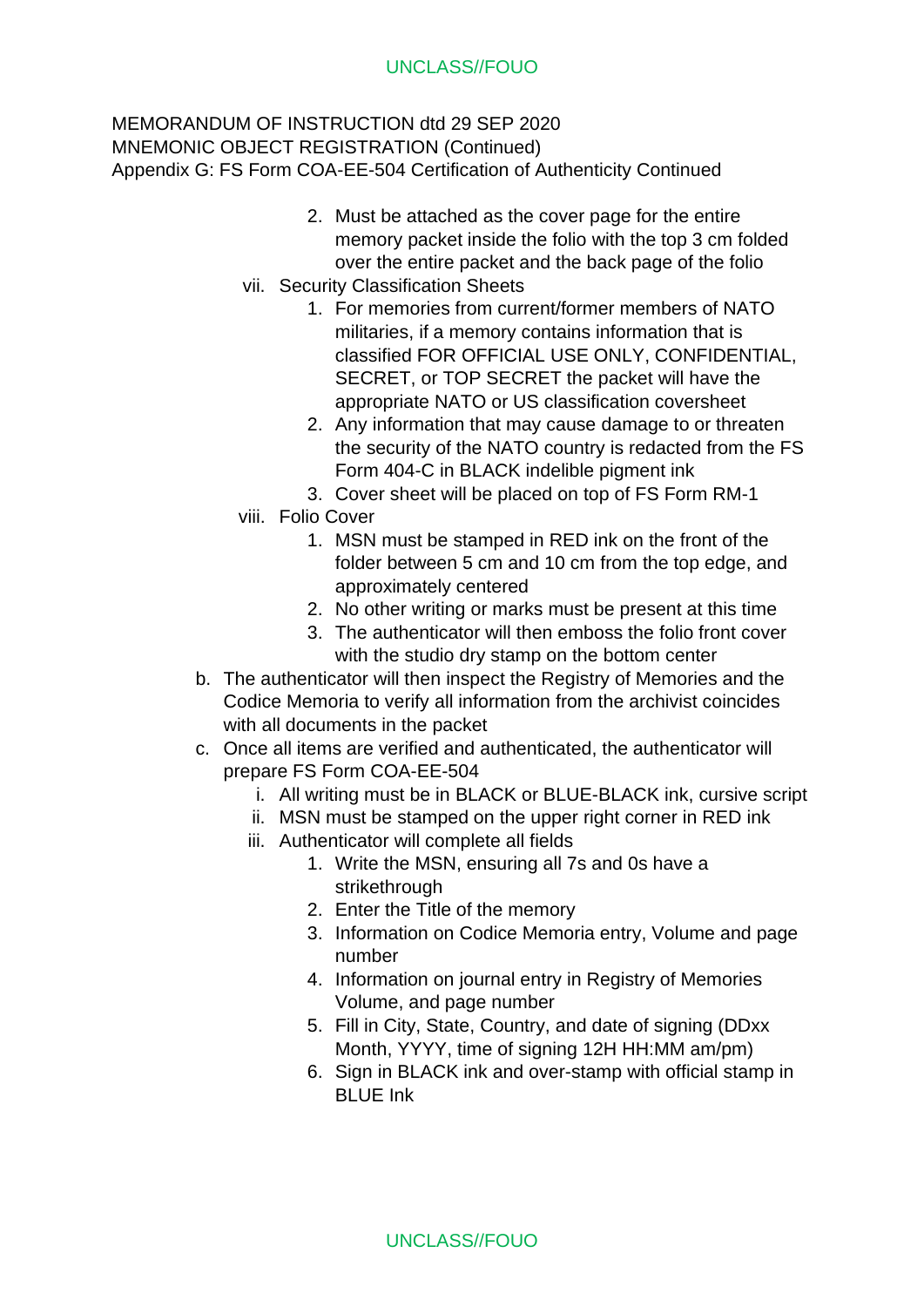MEMORANDUM OF INSTRUCTION dtd 29 SEP 2020
MNEMONIC OBJECT REGISTRATION (Continued)
Appendix G: FS Form COA-EE-504 Certification of Authenticity Continued

2. Must be attached as the cover page for the entire memory packet inside the folio with the top 3 cm folded over the entire packet and the back page of the folio

vii. Security Classification Sheets
    1. For memories from current/former members of NATO militaries, if a memory contains information that is classified FOR OFFICIAL USE ONLY, CONFIDENTIAL, SECRET, or TOP SECRET the packet will have the appropriate NATO or US classification coversheet
    2. Any information that may cause damage to or threaten the security of the NATO country is redacted from the FS Form 404-C in BLACK indelible pigment ink
    3. Cover sheet will be placed on top of FS Form RM-1

viii. Folio Cover
    1. MSN must be stamped in RED ink on the front of the folder between 5 cm and 10 cm from the top edge, and approximately centered
    2. No other writing or marks must be present at this time
    3. The authenticator will then emboss the folio front cover with the studio dry stamp on the bottom center

b. The authenticator will then inspect the Registry of Memories and the Codice Memoria to verify all information from the archivist coincides with all documents in the packet

c. Once all items are verified and authenticated, the authenticator will prepare FS Form COA-EE-504
    i. All writing must be in BLACK or BLUE-BLACK ink, cursive script
    ii. MSN must be stamped on the upper right corner in RED ink
    iii. Authenticator will complete all fields
        1. Write the MSN, ensuring all 7s and 0s have a strikethrough
        2. Enter the Title of the memory
        3. Information on Codice Memoria entry, Volume and page number
        4. Information on journal entry in Registry of Memories Volume, and page number
        5. Fill in City, State, Country, and date of signing (DDxx Month, YYYY, time of signing 12H HH:MM am/pm)
        6. Sign in BLACK ink and over-stamp with official stamp in BLUE Ink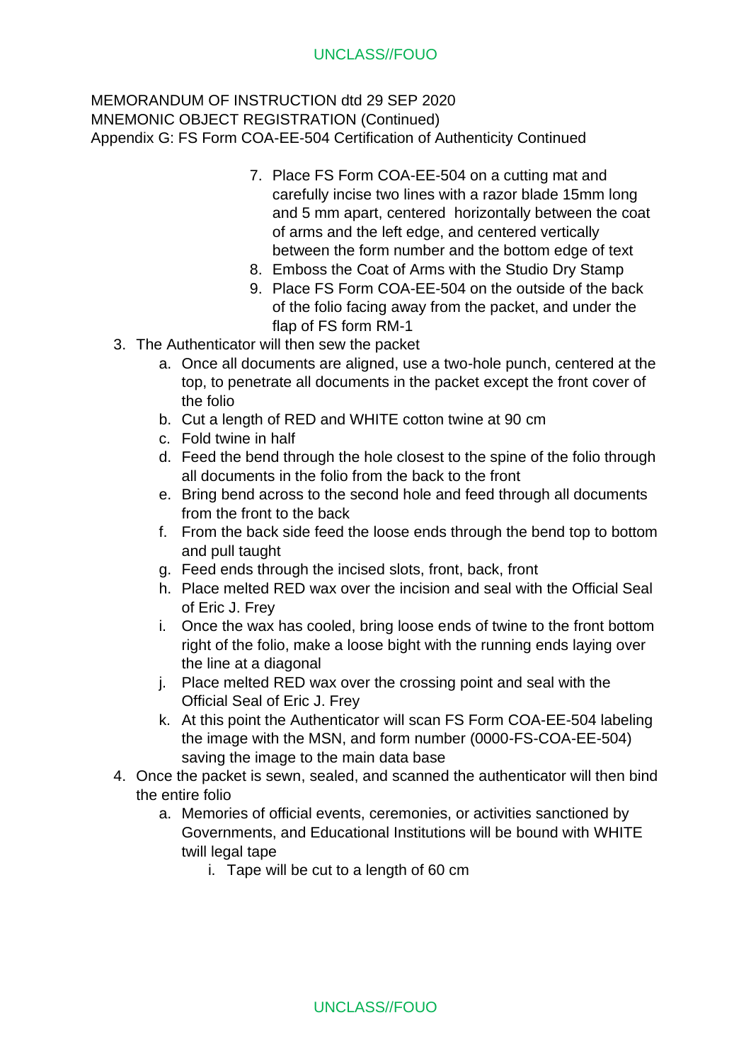MEMORANDUM OF INSTRUCTION dtd 29 SEP 2020
MNEMONIC OBJECT REGISTRATION (Continued)
Appendix G: FS Form COA-EE-504 Certification of Authenticity Continued

7. Place FS Form COA-EE-504 on a cutting mat and carefully incise two lines with a razor blade 15mm long and 5 mm apart, centered horizontally between the coat of arms and the left edge, and centered vertically between the form number and the bottom edge of text
8. Emboss the Coat of Arms with the Studio Dry Stamp
9. Place FS Form COA-EE-504 on the outside of the back of the folio facing away from the packet, and under the flap of FS form RM-1

3. The Authenticator will then sew the packet
    a. Once all documents are aligned, use a two-hole punch, centered at the top, to penetrate all documents in the packet except the front cover of the folio
    b. Cut a length of RED and WHITE cotton twine at 90 cm
    c. Fold twine in half
    d. Feed the bend through the hole closest to the spine of the folio through all documents in the folio from the back to the front
    e. Bring bend across to the second hole and feed through all documents from the front to the back
    f. From the back side feed the loose ends through the bend top to bottom and pull taught
    g. Feed ends through the incised slots, front, back, front
    h. Place melted RED wax over the incision and seal with the Official Seal of Eric J. Frey
    i. Once the wax has cooled, bring loose ends of twine to the front bottom right of the folio, make a loose bight with the running ends laying over the line at a diagonal
    j. Place melted RED wax over the crossing point and seal with the Official Seal of Eric J. Frey
    k. At this point the Authenticator will scan FS Form COA-EE-504 labeling the image with the MSN, and form number (0000-FS-COA-EE-504) saving the image to the main data base
4. Once the packet is sewn, sealed, and scanned the authenticator will then bind the entire folio
    a. Memories of official events, ceremonies, or activities sanctioned by Governments, and Educational Institutions will be bound with WHITE twill legal tape
        i. Tape will be cut to a length of 60 cm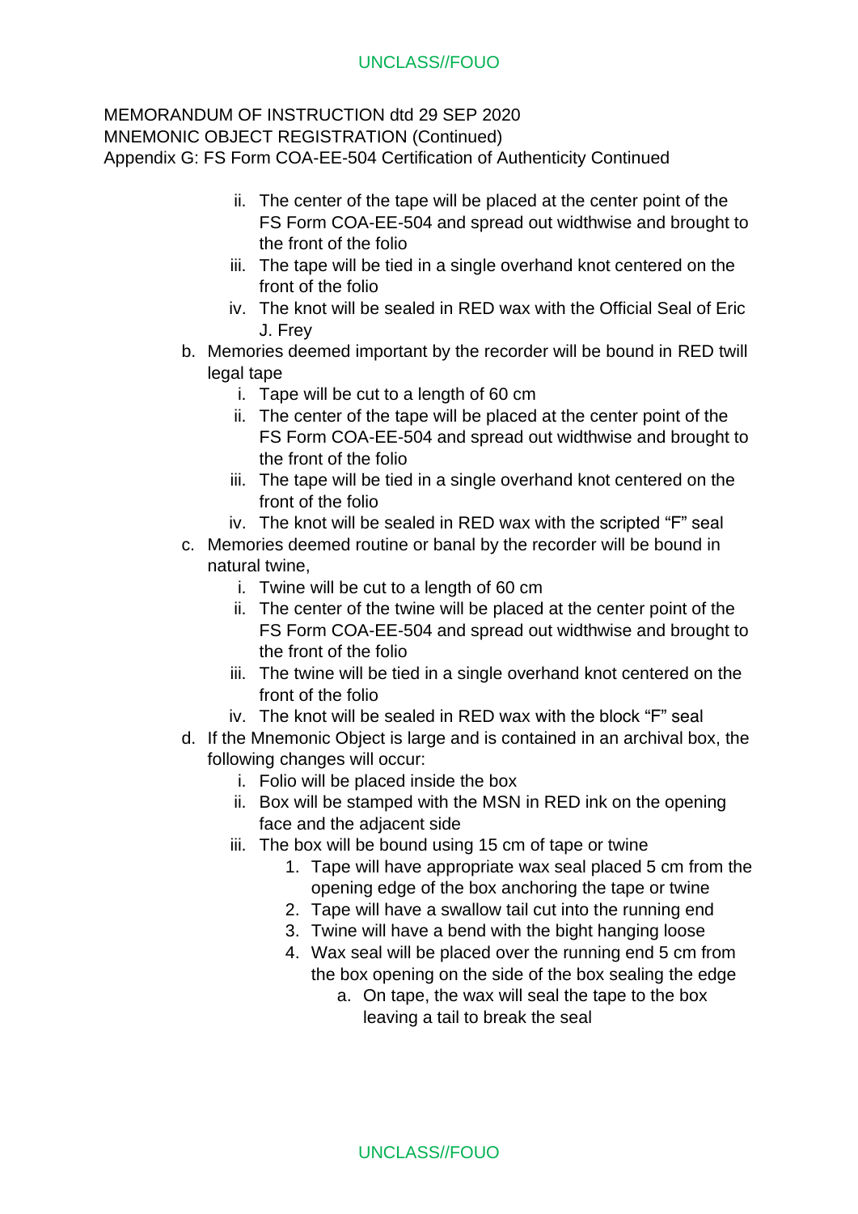MEMORANDUM OF INSTRUCTION dtd 29 SEP 2020
MNEMONIC OBJECT REGISTRATION (Continued)
Appendix G: FS Form COA-EE-504 Certification of Authenticity Continued

  - ii. The center of the tape will be placed at the center point of the FS Form COA-EE-504 and spread out widthwise and brought to the front of the folio
  - iii. The tape will be tied in a single overhand knot centered on the front of the folio
  - iv. The knot will be sealed in RED wax with the Official Seal of Eric J. Frey

- b. Memories deemed important by the recorder will be bound in RED twill legal tape
  - i. Tape will be cut to a length of 60 cm
  - ii. The center of the tape will be placed at the center point of the FS Form COA-EE-504 and spread out widthwise and brought to the front of the folio
  - iii. The tape will be tied in a single overhand knot centered on the front of the folio
  - iv. The knot will be sealed in RED wax with the scripted “F” seal
- c. Memories deemed routine or banal by the recorder will be bound in natural twine,
  - i. Twine will be cut to a length of 60 cm
  - ii. The center of the twine will be placed at the center point of the FS Form COA-EE-504 and spread out widthwise and brought to the front of the folio
  - iii. The twine will be tied in a single overhand knot centered on the front of the folio
  - iv. The knot will be sealed in RED wax with the block “F” seal
- d. If the Mnemonic Object is large and is contained in an archival box, the following changes will occur:
  - i. Folio will be placed inside the box
  - ii. Box will be stamped with the MSN in RED ink on the opening face and the adjacent side
  - iii. The box will be bound using 15 cm of tape or twine
    1. Tape will have appropriate wax seal placed 5 cm from the opening edge of the box anchoring the tape or twine
    2. Tape will have a swallow tail cut into the running end
    3. Twine will have a bend with the bight hanging loose
    4. Wax seal will be placed over the running end 5 cm from the box opening on the side of the box sealing the edge
       - a. On tape, the wax will seal the tape to the box leaving a tail to break the seal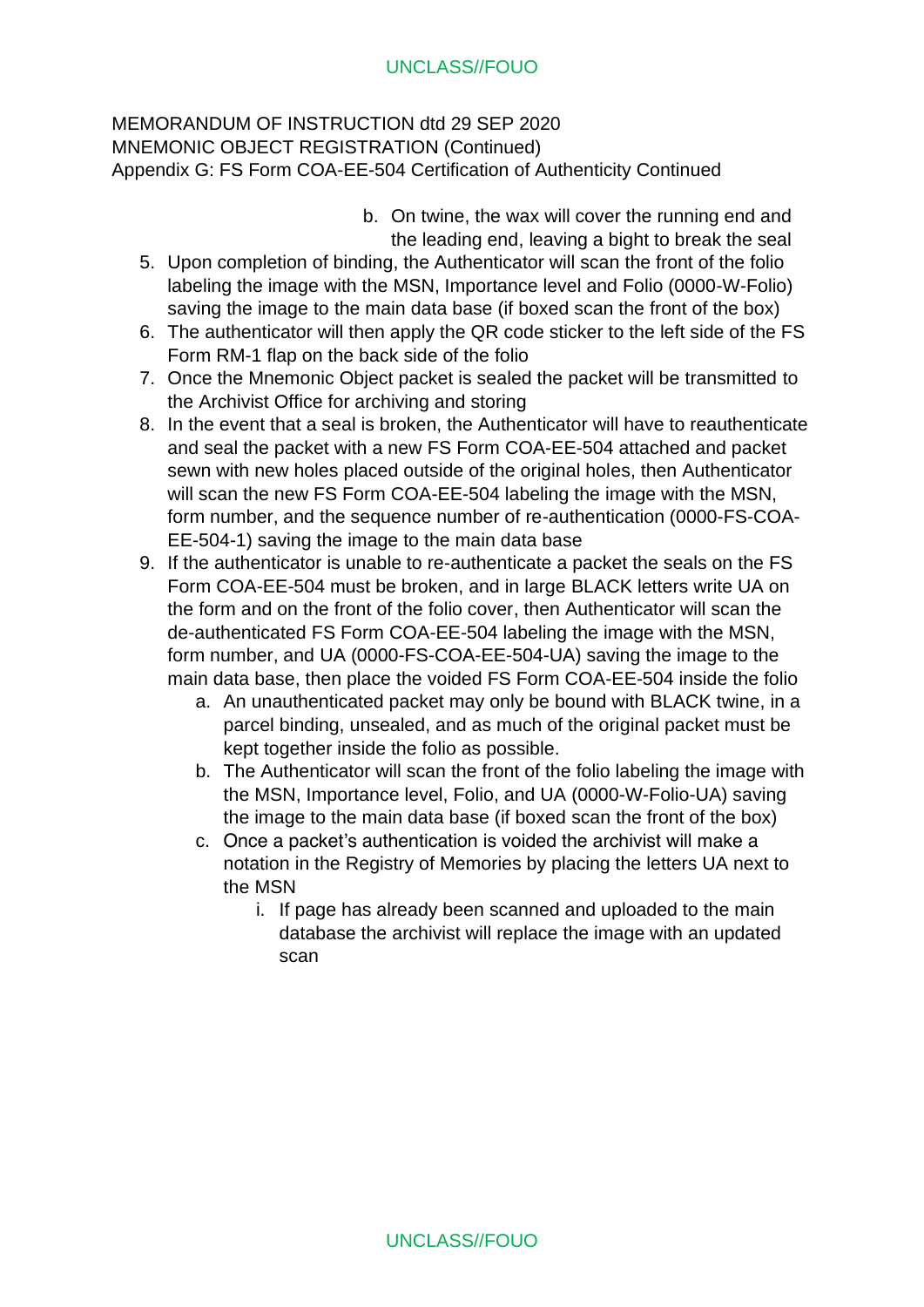MEMORANDUM OF INSTRUCTION dtd 29 SEP 2020
MNEMONIC OBJECT REGISTRATION (Continued)
Appendix G: FS Form COA-EE-504 Certification of Authenticity Continued

b. On twine, the wax will cover the running end and the leading end, leaving a bight to break the seal

5. Upon completion of binding, the Authenticator will scan the front of the folio labeling the image with the MSN, Importance level and Folio (0000-W-Folio) saving the image to the main data base (if boxed scan the front of the box)
6. The authenticator will then apply the QR code sticker to the left side of the FS Form RM-1 flap on the back side of the folio
7. Once the Mnemonic Object packet is sealed the packet will be transmitted to the Archivist Office for archiving and storing
8. In the event that a seal is broken, the Authenticator will have to reauthenticate and seal the packet with a new FS Form COA-EE-504 attached and packet sewn with new holes placed outside of the original holes, then Authenticator will scan the new FS Form COA-EE-504 labeling the image with the MSN, form number, and the sequence number of re-authentication (0000-FS-COA-EE-504-1) saving the image to the main data base
9. If the authenticator is unable to re-authenticate a packet the seals on the FS Form COA-EE-504 must be broken, and in large BLACK letters write UA on the form and on the front of the folio cover, then Authenticator will scan the de-authenticated FS Form COA-EE-504 labeling the image with the MSN, form number, and UA (0000-FS-COA-EE-504-UA) saving the image to the main data base, then place the voided FS Form COA-EE-504 inside the folio
   a. An unauthenticated packet may only be bound with BLACK twine, in a parcel binding, unsealed, and as much of the original packet must be kept together inside the folio as possible.
   b. The Authenticator will scan the front of the folio labeling the image with the MSN, Importance level, Folio, and UA (0000-W-Folio-UA) saving the image to the main data base (if boxed scan the front of the box)
   c. Once a packet's authentication is voided the archivist will make a notation in the Registry of Memories by placing the letters UA next to the MSN
      i. If page has already been scanned and uploaded to the main database the archivist will replace the image with an updated scan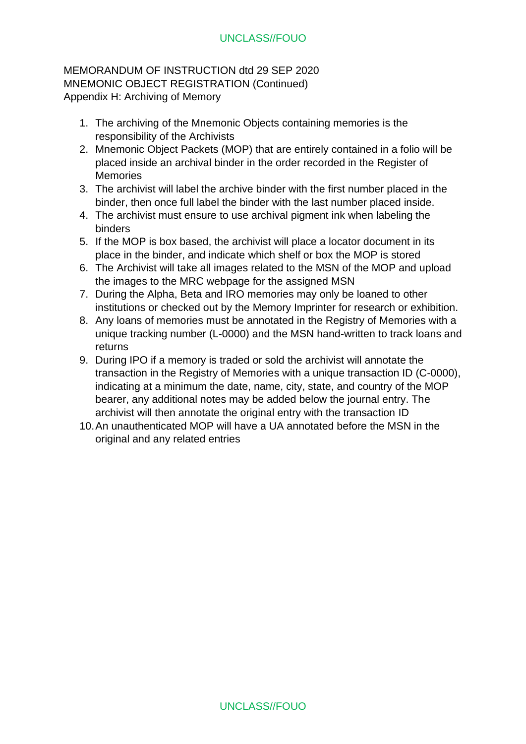MEMORANDUM OF INSTRUCTION dtd 29 SEP 2020
MNEMONIC OBJECT REGISTRATION (Continued)
Appendix H: Archiving of Memory

1. The archiving of the Mnemonic Objects containing memories is the responsibility of the Archivists
2. Mnemonic Object Packets (MOP) that are entirely contained in a folio will be placed inside an archival binder in the order recorded in the Register of Memories
3. The archivist will label the archive binder with the first number placed in the binder, then once full label the binder with the last number placed inside.
4. The archivist must ensure to use archival pigment ink when labeling the binders
5. If the MOP is box based, the archivist will place a locator document in its place in the binder, and indicate which shelf or box the MOP is stored
6. The Archivist will take all images related to the MSN of the MOP and upload the images to the MRC webpage for the assigned MSN
7. During the Alpha, Beta and IRO memories may only be loaned to other institutions or checked out by the Memory Imprinter for research or exhibition.
8. Any loans of memories must be annotated in the Registry of Memories with a unique tracking number (L-0000) and the MSN hand-written to track loans and returns
9. During IPO if a memory is traded or sold the archivist will annotate the transaction in the Registry of Memories with a unique transaction ID (C-0000), indicating at a minimum the date, name, city, state, and country of the MOP bearer, any additional notes may be added below the journal entry. The archivist will then annotate the original entry with the transaction ID
10. An unauthenticated MOP will have a UA annotated before the MSN in the original and any related entries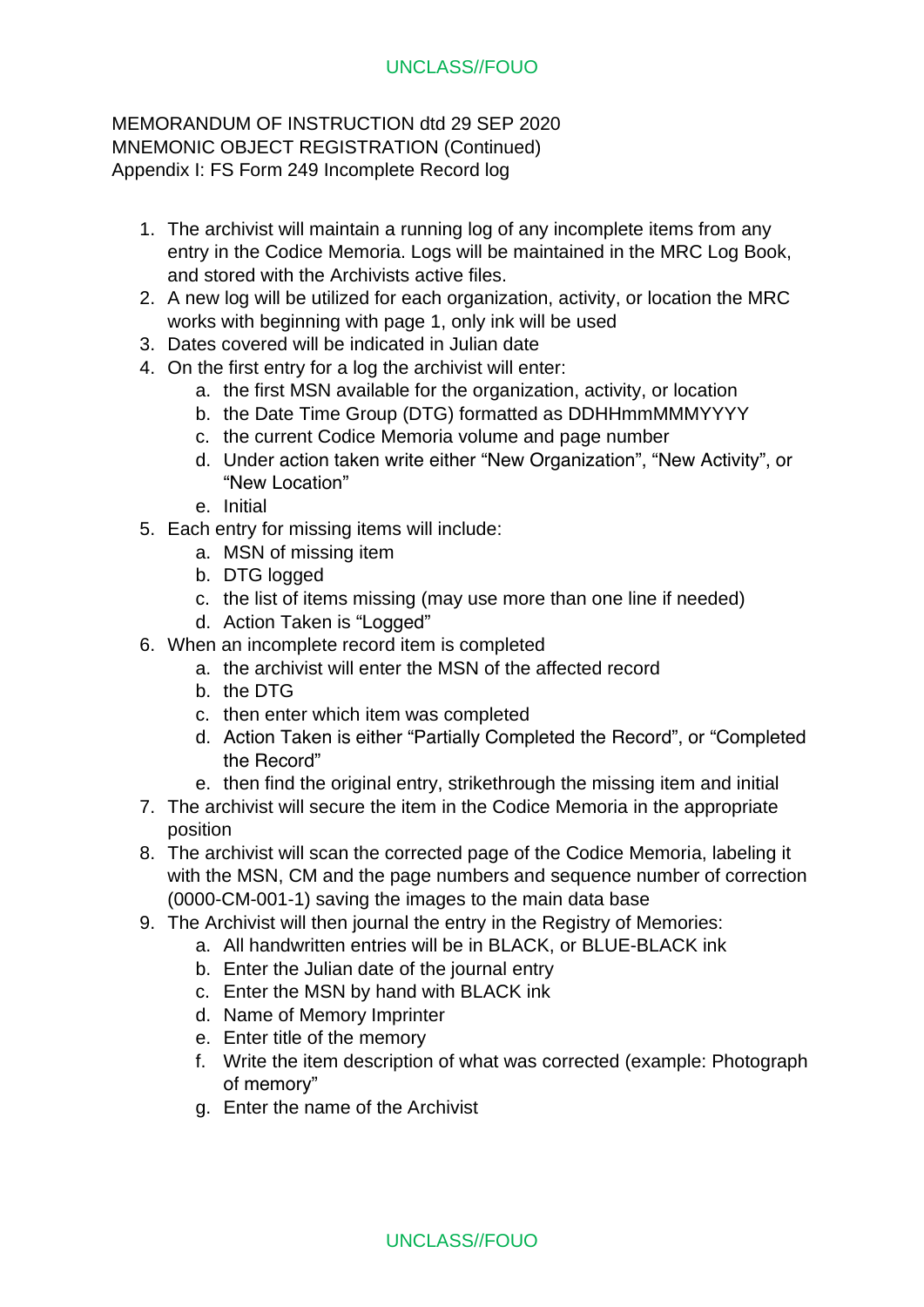MEMORANDUM OF INSTRUCTION dtd 29 SEP 2020
MNEMONIC OBJECT REGISTRATION (Continued)
Appendix I: FS Form 249 Incomplete Record log

1. The archivist will maintain a running log of any incomplete items from any entry in the Codice Memoria. Logs will be maintained in the MRC Log Book, and stored with the Archivists active files.
2. A new log will be utilized for each organization, activity, or location the MRC works with beginning with page 1, only ink will be used
3. Dates covered will be indicated in Julian date
4. On the first entry for a log the archivist will enter:
    a. the first MSN available for the organization, activity, or location
    b. the Date Time Group (DTG) formatted as DDHHmmMMMYYYY
    c. the current Codice Memoria volume and page number
    d. Under action taken write either "New Organization", "New Activity", or "New Location"
    e. Initial
5. Each entry for missing items will include:
    a. MSN of missing item
    b. DTG logged
    c. the list of items missing (may use more than one line if needed)
    d. Action Taken is "Logged"
6. When an incomplete record item is completed
    a. the archivist will enter the MSN of the affected record
    b. the DTG
    c. then enter which item was completed
    d. Action Taken is either "Partially Completed the Record", or "Completed the Record"
    e. then find the original entry, strikethrough the missing item and initial
7. The archivist will secure the item in the Codice Memoria in the appropriate position
8. The archivist will scan the corrected page of the Codice Memoria, labeling it with the MSN, CM and the page numbers and sequence number of correction (0000-CM-001-1) saving the images to the main data base
9. The Archivist will then journal the entry in the Registry of Memories:
    a. All handwritten entries will be in BLACK, or BLUE-BLACK ink
    b. Enter the Julian date of the journal entry
    c. Enter the MSN by hand with BLACK ink
    d. Name of Memory Imprinter
    e. Enter title of the memory
    f. Write the item description of what was corrected (example: Photograph of memory"
    g. Enter the name of the Archivist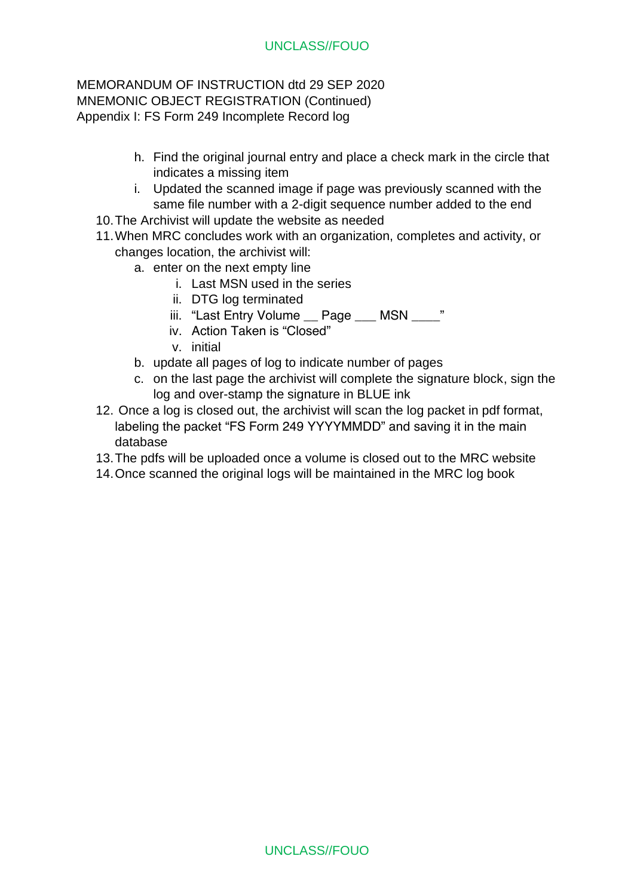MEMORANDUM OF INSTRUCTION dtd 29 SEP 2020
MNEMONIC OBJECT REGISTRATION (Continued)
Appendix I: FS Form 249 Incomplete Record log

   h. Find the original journal entry and place a check mark in the circle that indicates a missing item
   i. Updated the scanned image if page was previously scanned with the same file number with a 2-digit sequence number added to the end

10. The Archivist will update the website as needed
11. When MRC concludes work with an organization, completes and activity, or changes location, the archivist will:
    a. enter on the next empty line
       i. Last MSN used in the series
       ii. DTG log terminated
       iii. "Last Entry Volume __ Page ___ MSN ____"
       iv. Action Taken is "Closed"
       v. initial
    b. update all pages of log to indicate number of pages
    c. on the last page the archivist will complete the signature block, sign the log and over-stamp the signature in BLUE ink
12. Once a log is closed out, the archivist will scan the log packet in pdf format, labeling the packet "FS Form 249 YYYYMMDD" and saving it in the main database
13. The pdfs will be uploaded once a volume is closed out to the MRC website
14. Once scanned the original logs will be maintained in the MRC log book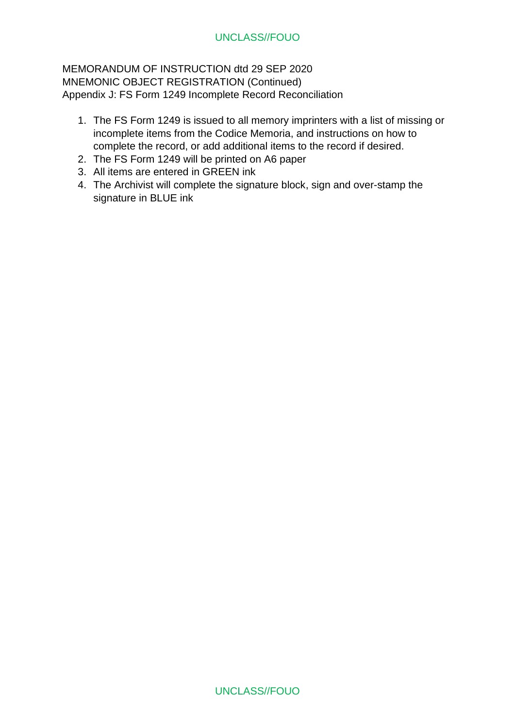MEMORANDUM OF INSTRUCTION dtd 29 SEP 2020
MNEMONIC OBJECT REGISTRATION (Continued)
Appendix J: FS Form 1249 Incomplete Record Reconciliation

1. The FS Form 1249 is issued to all memory imprinters with a list of missing or incomplete items from the Codice Memoria, and instructions on how to complete the record, or add additional items to the record if desired.
2. The FS Form 1249 will be printed on A6 paper
3. All items are entered in GREEN ink
4. The Archivist will complete the signature block, sign and over-stamp the signature in BLUE ink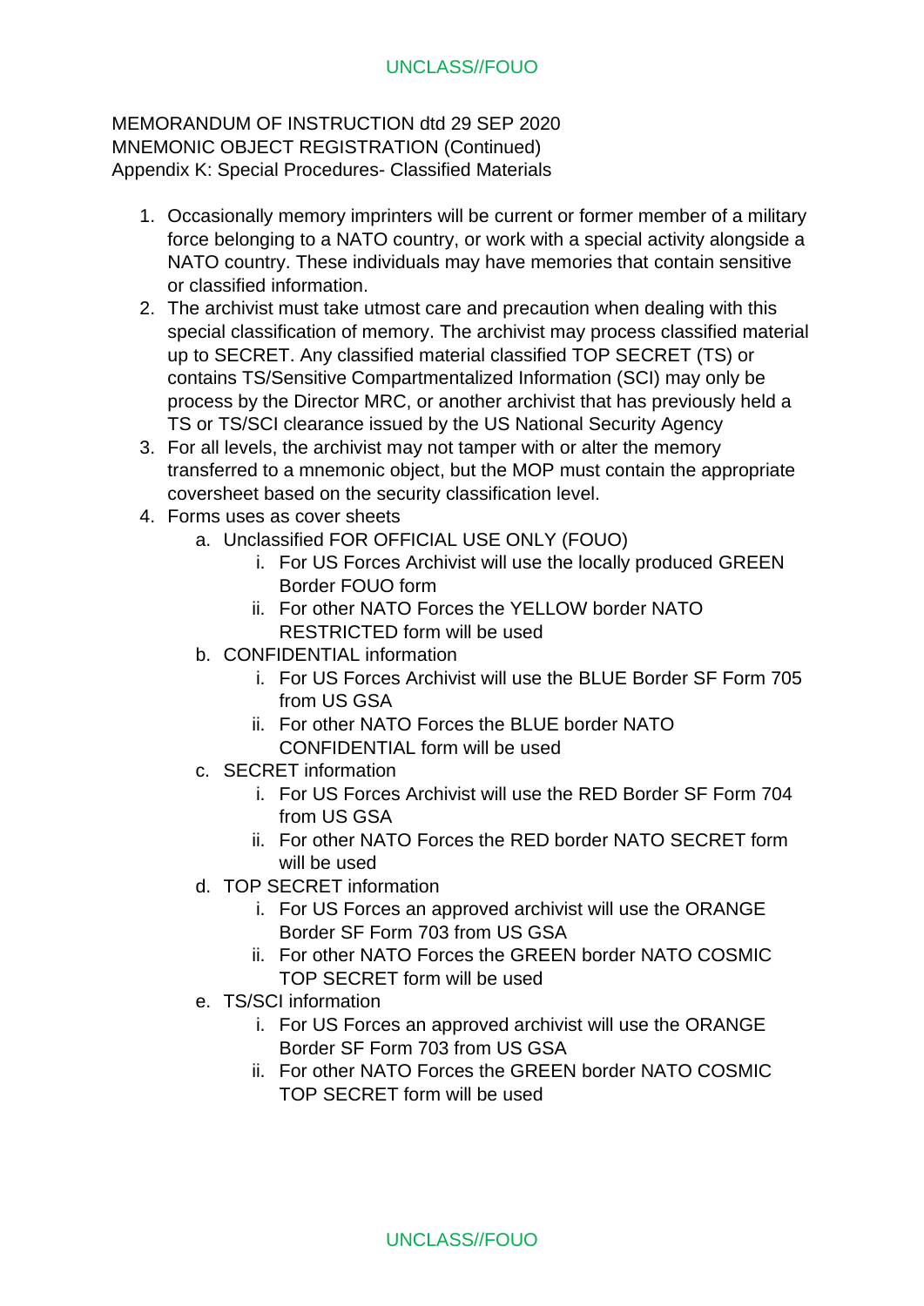MEMORANDUM OF INSTRUCTION dtd 29 SEP 2020
MNEMONIC OBJECT REGISTRATION (Continued)
Appendix K: Special Procedures- Classified Materials

1. Occasionally memory imprinters will be current or former member of a military force belonging to a NATO country, or work with a special activity alongside a NATO country. These individuals may have memories that contain sensitive or classified information.
2. The archivist must take utmost care and precaution when dealing with this special classification of memory. The archivist may process classified material up to SECRET. Any classified material classified TOP SECRET (TS) or contains TS/Sensitive Compartmentalized Information (SCI) may only be process by the Director MRC, or another archivist that has previously held a TS or TS/SCI clearance issued by the US National Security Agency
3. For all levels, the archivist may not tamper with or alter the memory transferred to a mnemonic object, but the MOP must contain the appropriate coversheet based on the security classification level.
4. Forms uses as cover sheets
    a. Unclassified FOR OFFICIAL USE ONLY (FOUO)
        i. For US Forces Archivist will use the locally produced GREEN Border FOUO form
        ii. For other NATO Forces the YELLOW border NATO RESTRICTED form will be used
    b. CONFIDENTIAL information
        i. For US Forces Archivist will use the BLUE Border SF Form 705 from US GSA
        ii. For other NATO Forces the BLUE border NATO CONFIDENTIAL form will be used
    c. SECRET information
        i. For US Forces Archivist will use the RED Border SF Form 704 from US GSA
        ii. For other NATO Forces the RED border NATO SECRET form will be used
    d. TOP SECRET information
        i. For US Forces an approved archivist will use the ORANGE Border SF Form 703 from US GSA
        ii. For other NATO Forces the GREEN border NATO COSMIC TOP SECRET form will be used
    e. TS/SCI information
        i. For US Forces an approved archivist will use the ORANGE Border SF Form 703 from US GSA
        ii. For other NATO Forces the GREEN border NATO COSMIC TOP SECRET form will be used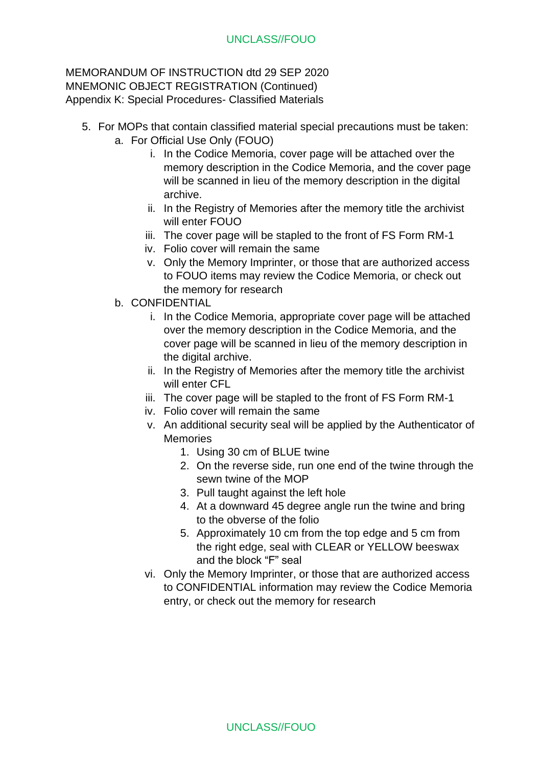MEMORANDUM OF INSTRUCTION dtd 29 SEP 2020
MNEMONIC OBJECT REGISTRATION (Continued)
Appendix K: Special Procedures- Classified Materials

5. For MOPs that contain classified material special precautions must be taken:
   a. For Official Use Only (FOUO)
      i. In the Codice Memoria, cover page will be attached over the memory description in the Codice Memoria, and the cover page will be scanned in lieu of the memory description in the digital archive.
      ii. In the Registry of Memories after the memory title the archivist will enter FOUO
      iii. The cover page will be stapled to the front of FS Form RM-1
      iv. Folio cover will remain the same
      v. Only the Memory Imprinter, or those that are authorized access to FOUO items may review the Codice Memoria, or check out the memory for research
   b. CONFIDENTIAL
      i. In the Codice Memoria, appropriate cover page will be attached over the memory description in the Codice Memoria, and the cover page will be scanned in lieu of the memory description in the digital archive.
      ii. In the Registry of Memories after the memory title the archivist will enter CFL
      iii. The cover page will be stapled to the front of FS Form RM-1
      iv. Folio cover will remain the same
      v. An additional security seal will be applied by the Authenticator of Memories
         1. Using 30 cm of BLUE twine
         2. On the reverse side, run one end of the twine through the sewn twine of the MOP
         3. Pull taught against the left hole
         4. At a downward 45 degree angle run the twine and bring to the obverse of the folio
         5. Approximately 10 cm from the top edge and 5 cm from the right edge, seal with CLEAR or YELLOW beeswax and the block "F" seal
      vi. Only the Memory Imprinter, or those that are authorized access to CONFIDENTIAL information may review the Codice Memoria entry, or check out the memory for research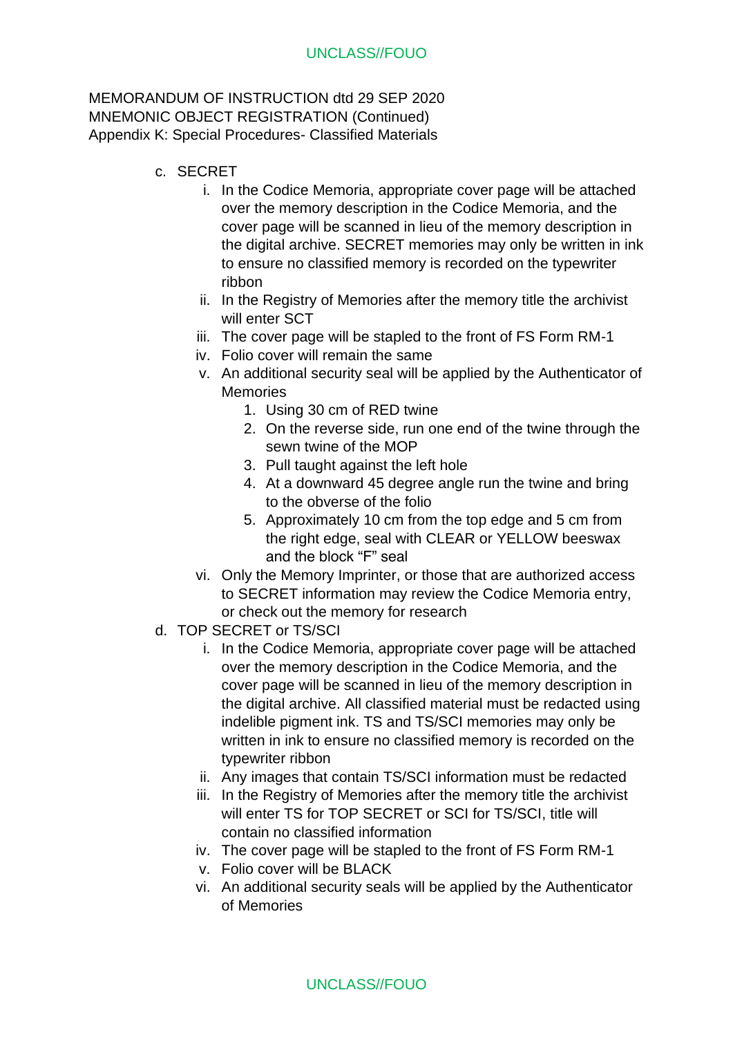MEMORANDUM OF INSTRUCTION dtd 29 SEP 2020
MNEMONIC OBJECT REGISTRATION (Continued)
Appendix K: Special Procedures- Classified Materials

c. SECRET
    i. In the Codice Memoria, appropriate cover page will be attached over the memory description in the Codice Memoria, and the cover page will be scanned in lieu of the memory description in the digital archive. SECRET memories may only be written in ink to ensure no classified memory is recorded on the typewriter ribbon
    ii. In the Registry of Memories after the memory title the archivist will enter SCT
    iii. The cover page will be stapled to the front of FS Form RM-1
    iv. Folio cover will remain the same
    v. An additional security seal will be applied by the Authenticator of Memories
        1. Using 30 cm of RED twine
        2. On the reverse side, run one end of the twine through the sewn twine of the MOP
        3. Pull taught against the left hole
        4. At a downward 45 degree angle run the twine and bring to the obverse of the folio
        5. Approximately 10 cm from the top edge and 5 cm from the right edge, seal with CLEAR or YELLOW beeswax and the block "F" seal
    vi. Only the Memory Imprinter, or those that are authorized access to SECRET information may review the Codice Memoria entry, or check out the memory for research

d. TOP SECRET or TS/SCI
    i. In the Codice Memoria, appropriate cover page will be attached over the memory description in the Codice Memoria, and the cover page will be scanned in lieu of the memory description in the digital archive. All classified material must be redacted using indelible pigment ink. TS and TS/SCI memories may only be written in ink to ensure no classified memory is recorded on the typewriter ribbon
    ii. Any images that contain TS/SCI information must be redacted
    iii. In the Registry of Memories after the memory title the archivist will enter TS for TOP SECRET or SCI for TS/SCI, title will contain no classified information
    iv. The cover page will be stapled to the front of FS Form RM-1
    v. Folio cover will be BLACK
    vi. An additional security seals will be applied by the Authenticator of Memories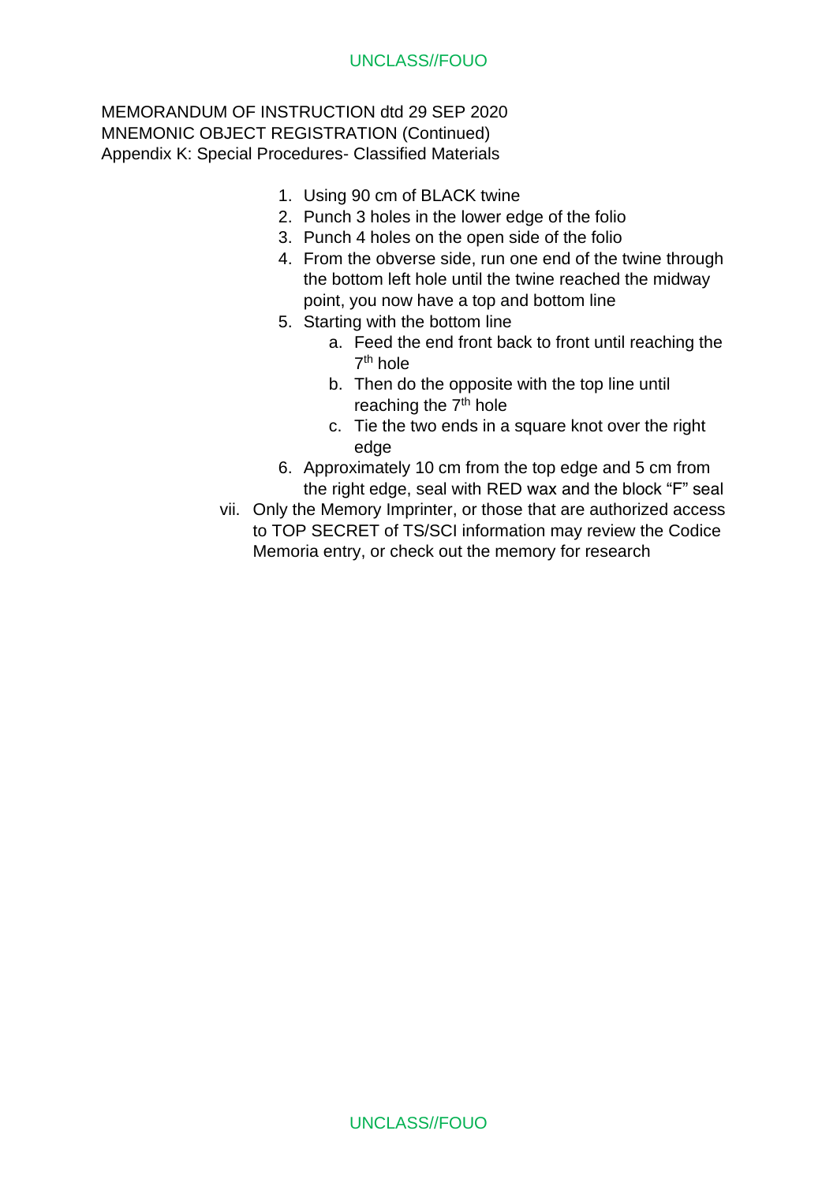MEMORANDUM OF INSTRUCTION dtd 29 SEP 2020
MNEMONIC OBJECT REGISTRATION (Continued)
Appendix K: Special Procedures- Classified Materials

1. Using 90 cm of BLACK twine
2. Punch 3 holes in the lower edge of the folio
3. Punch 4 holes on the open side of the folio
4. From the obverse side, run one end of the twine through the bottom left hole until the twine reached the midway point, you now have a top and bottom line
5. Starting with the bottom line
   a. Feed the end front back to front until reaching the 7th hole
   b. Then do the opposite with the top line until reaching the 7th hole
   c. Tie the two ends in a square knot over the right edge
6. Approximately 10 cm from the top edge and 5 cm from the right edge, seal with RED wax and the block "F" seal

vii. Only the Memory Imprinter, or those that are authorized access to TOP SECRET of TS/SCI information may review the Codice Memoria entry, or check out the memory for research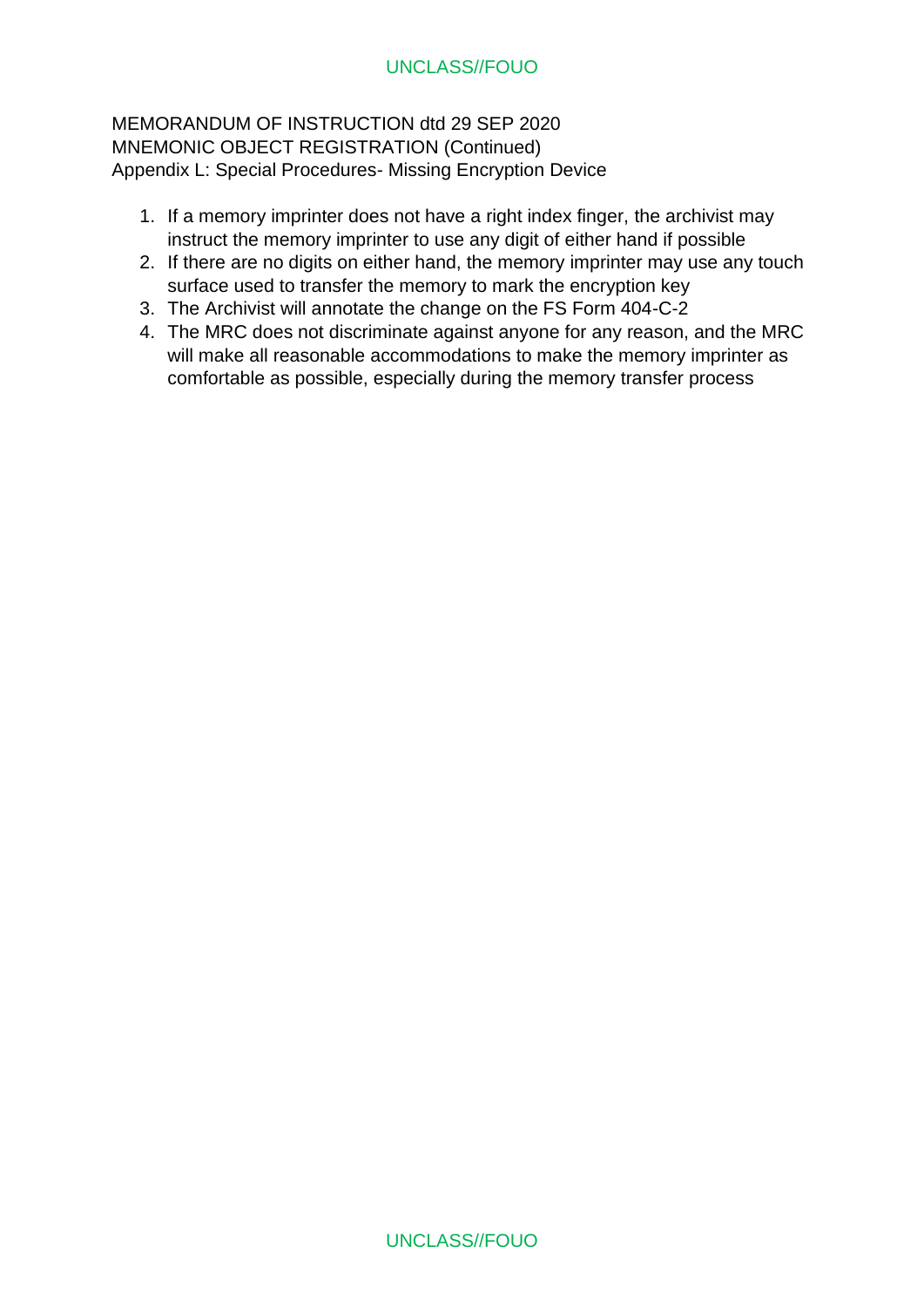MEMORANDUM OF INSTRUCTION dtd 29 SEP 2020
MNEMONIC OBJECT REGISTRATION (Continued)
Appendix L: Special Procedures- Missing Encryption Device

1. If a memory imprinter does not have a right index finger, the archivist may instruct the memory imprinter to use any digit of either hand if possible
2. If there are no digits on either hand, the memory imprinter may use any touch surface used to transfer the memory to mark the encryption key
3. The Archivist will annotate the change on the FS Form 404-C-2
4. The MRC does not discriminate against anyone for any reason, and the MRC will make all reasonable accommodations to make the memory imprinter as comfortable as possible, especially during the memory transfer process